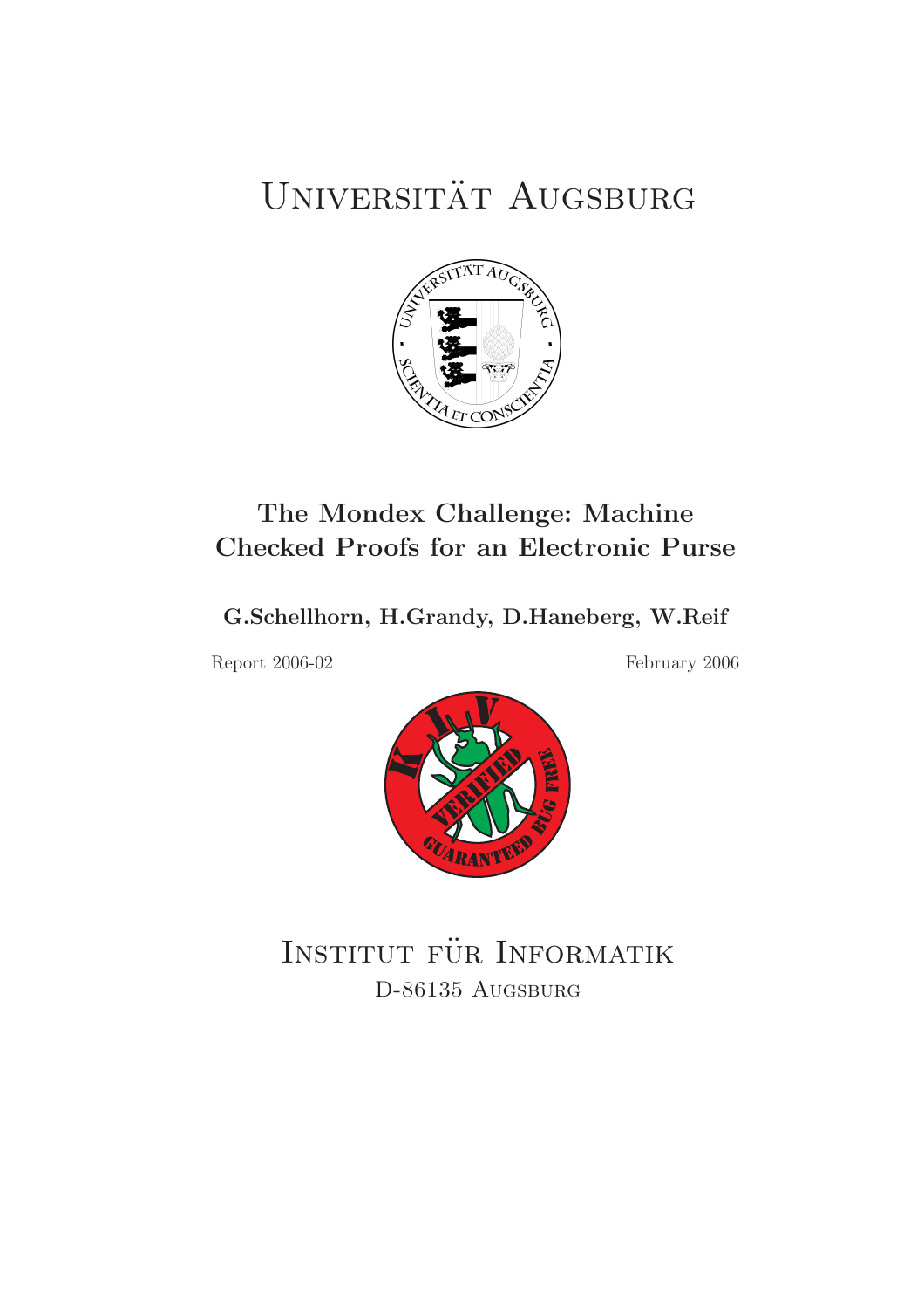# Universität Augsburg

## The Mondex Challenge: Machine Checked Proofs for an Electronic Purse

**G.Schellhorn, H.Grandy, D.Haneberg, W.Reif**

Report 2006-02

February 2006

# Institut für Informatik

D-86135 Augsburg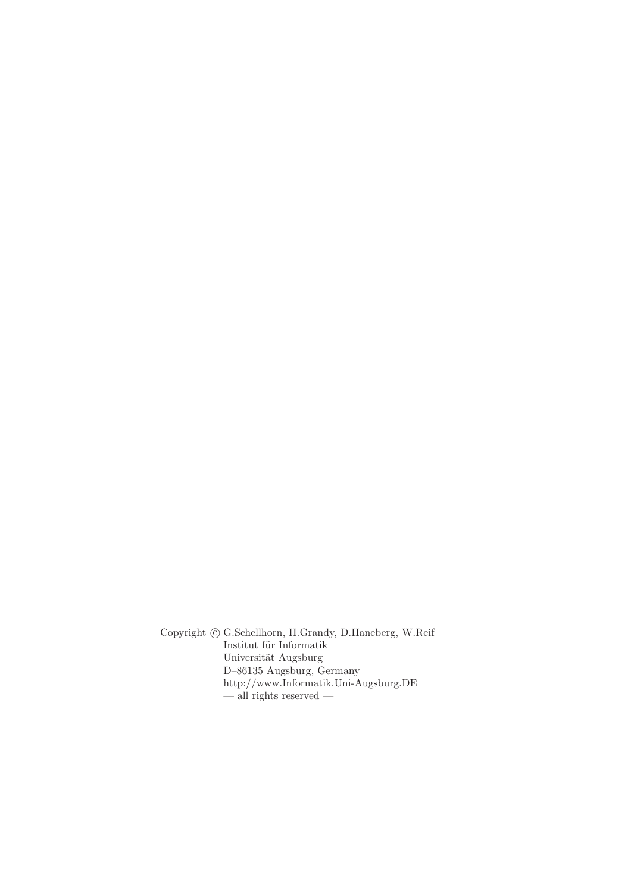Copyright © G.Schellhorn, H.Grandy, D.Haneberg, W.Reif
Institut für Informatik
Universität Augsburg
D–86135 Augsburg, Germany
http://www.Informatik.Uni-Augsburg.DE
— all rights reserved —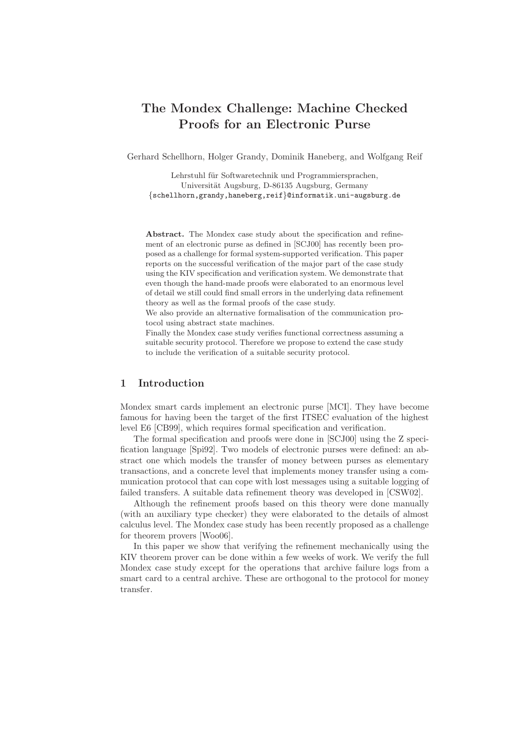# The Mondex Challenge: Machine Checked Proofs for an Electronic Purse

Gerhard Schellhorn, Holger Grandy, Dominik Haneberg, and Wolfgang Reif

Lehrstuhl für Softwaretechnik und Programmiersprachen,
Universität Augsburg, D-86135 Augsburg, Germany
{schellhorn,grandy,haneberg,reif}@informatik.uni-augsburg.de

**Abstract.** The Mondex case study about the specification and refinement of an electronic purse as defined in [SCJ00] has recently been proposed as a challenge for formal system-supported verification. This paper reports on the successful verification of the major part of the case study using the KIV specification and verification system. We demonstrate that even though the hand-made proofs were elaborated to an enormous level of detail we still could find small errors in the underlying data refinement theory as well as the formal proofs of the case study.
We also provide an alternative formalisation of the communication protocol using abstract state machines.
Finally the Mondex case study verifies functional correctness assuming a suitable security protocol. Therefore we propose to extend the case study to include the verification of a suitable security protocol.

## 1 Introduction

Mondex smart cards implement an electronic purse [MCI]. They have become famous for having been the target of the first ITSEC evaluation of the highest level E6 [CB99], which requires formal specification and verification.

The formal specification and proofs were done in [SCJ00] using the Z specification language [Spi92]. Two models of electronic purses were defined: an abstract one which models the transfer of money between purses as elementary transactions, and a concrete level that implements money transfer using a communication protocol that can cope with lost messages using a suitable logging of failed transfers. A suitable data refinement theory was developed in [CSW02].

Although the refinement proofs based on this theory were done manually (with an auxiliary type checker) they were elaborated to the details of almost calculus level. The Mondex case study has been recently proposed as a challenge for theorem provers [Woo06].

In this paper we show that verifying the refinement mechanically using the KIV theorem prover can be done within a few weeks of work. We verify the full Mondex case study except for the operations that archive failure logs from a smart card to a central archive. These are orthogonal to the protocol for money transfer.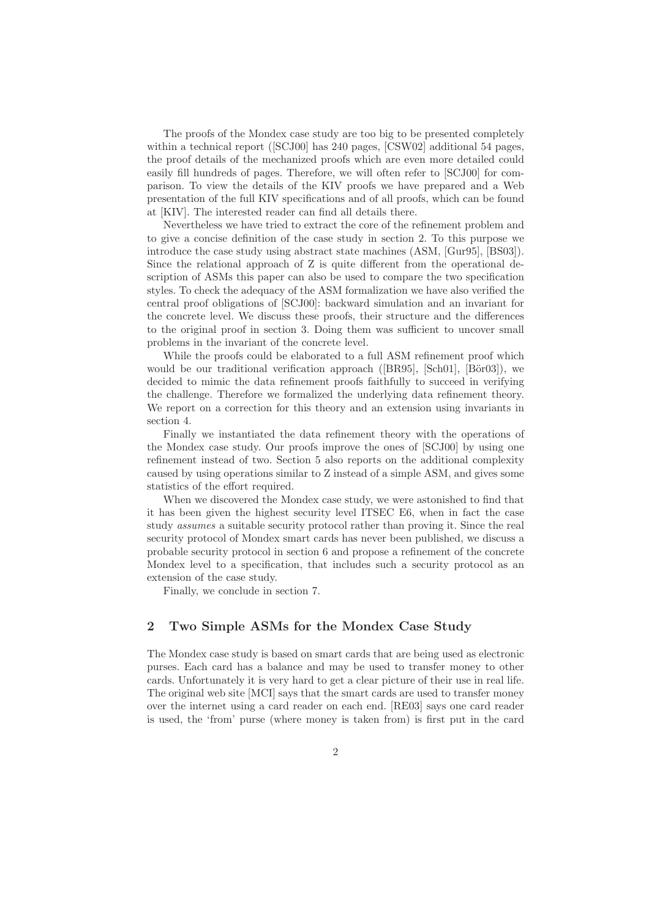The proofs of the Mondex case study are too big to be presented completely within a technical report ([SCJ00] has 240 pages, [CSW02] additional 54 pages, the proof details of the mechanized proofs which are even more detailed could easily fill hundreds of pages. Therefore, we will often refer to [SCJ00] for comparison. To view the details of the KIV proofs we have prepared and a Web presentation of the full KIV specifications and of all proofs, which can be found at [KIV]. The interested reader can find all details there.

Nevertheless we have tried to extract the core of the refinement problem and to give a concise definition of the case study in section 2. To this purpose we introduce the case study using abstract state machines (ASM, [Gur95], [BS03]). Since the relational approach of Z is quite different from the operational description of ASMs this paper can also be used to compare the two specification styles. To check the adequacy of the ASM formalization we have also verified the central proof obligations of [SCJ00]: backward simulation and an invariant for the concrete level. We discuss these proofs, their structure and the differences to the original proof in section 3. Doing them was sufficient to uncover small problems in the invariant of the concrete level.

While the proofs could be elaborated to a full ASM refinement proof which would be our traditional verification approach ([BR95], [Sch01], [Bör03]), we decided to mimic the data refinement proofs faithfully to succeed in verifying the challenge. Therefore we formalized the underlying data refinement theory. We report on a correction for this theory and an extension using invariants in section 4.

Finally we instantiated the data refinement theory with the operations of the Mondex case study. Our proofs improve the ones of [SCJ00] by using one refinement instead of two. Section 5 also reports on the additional complexity caused by using operations similar to Z instead of a simple ASM, and gives some statistics of the effort required.

When we discovered the Mondex case study, we were astonished to find that it has been given the highest security level ITSEC E6, when in fact the case study *assumes* a suitable security protocol rather than proving it. Since the real security protocol of Mondex smart cards has never been published, we discuss a probable security protocol in section 6 and propose a refinement of the concrete Mondex level to a specification, that includes such a security protocol as an extension of the case study.

Finally, we conclude in section 7.

## 2 Two Simple ASMs for the Mondex Case Study

The Mondex case study is based on smart cards that are being used as electronic purses. Each card has a balance and may be used to transfer money to other cards. Unfortunately it is very hard to get a clear picture of their use in real life. The original web site [MCI] says that the smart cards are used to transfer money over the internet using a card reader on each end. [RE03] says one card reader is used, the 'from' purse (where money is taken from) is first put in the card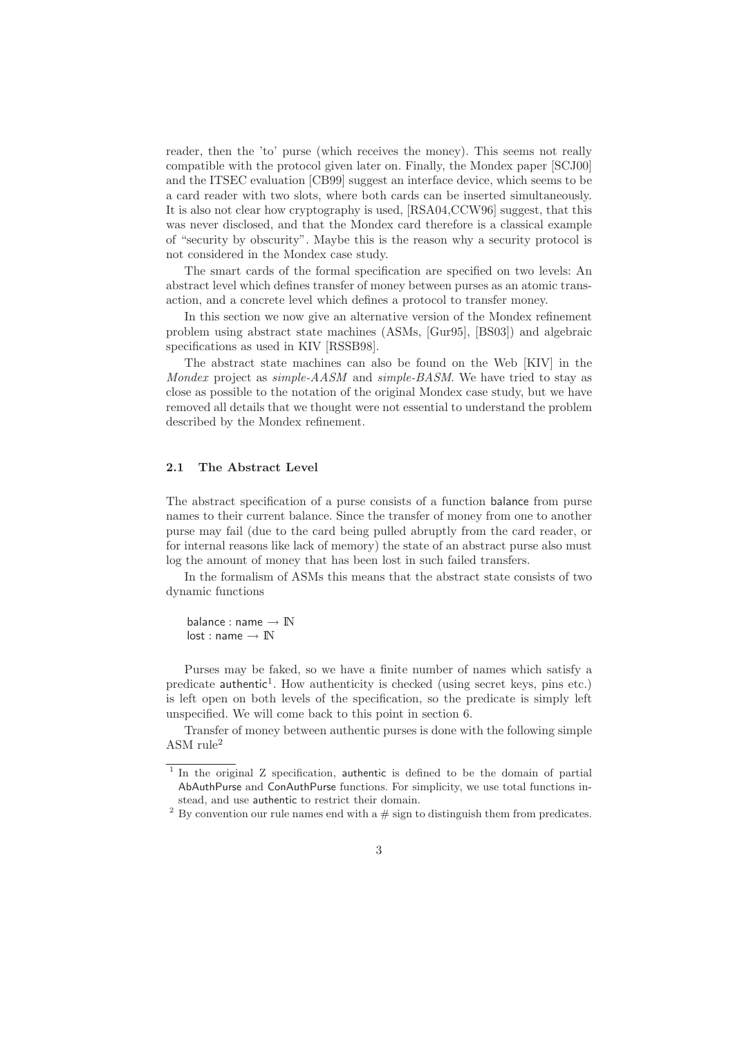reader, then the 'to' purse (which receives the money). This seems not really compatible with the protocol given later on. Finally, the Mondex paper [SCJ00] and the ITSEC evaluation [CB99] suggest an interface device, which seems to be a card reader with two slots, where both cards can be inserted simultaneously. It is also not clear how cryptography is used, [RSA04,CCW96] suggest, that this was never disclosed, and that the Mondex card therefore is a classical example of "security by obscurity". Maybe this is the reason why a security protocol is not considered in the Mondex case study.

The smart cards of the formal specification are specified on two levels: An abstract level which defines transfer of money between purses as an atomic transaction, and a concrete level which defines a protocol to transfer money.

In this section we now give an alternative version of the Mondex refinement problem using abstract state machines (ASMs, [Gur95], [BS03]) and algebraic specifications as used in KIV [RSSB98].

The abstract state machines can also be found on the Web [KIV] in the *Mondex* project as *simple-AASM* and *simple-BASM*. We have tried to stay as close as possible to the notation of the original Mondex case study, but we have removed all details that we thought were not essential to understand the problem described by the Mondex refinement.

### 2.1 The Abstract Level

The abstract specification of a purse consists of a function balance from purse names to their current balance. Since the transfer of money from one to another purse may fail (due to the card being pulled abruptly from the card reader, or for internal reasons like lack of memory) the state of an abstract purse also must log the amount of money that has been lost in such failed transfers.

In the formalism of ASMs this means that the abstract state consists of two dynamic functions

$\mathsf{balance} : \mathsf{name} \to \mathbb{N}$
$\mathsf{lost} : \mathsf{name} \to \mathbb{N}$

Purses may be faked, so we have a finite number of names which satisfy a predicate authentic[1]. How authenticity is checked (using secret keys, pins etc.) is left open on both levels of the specification, so the predicate is simply left unspecified. We will come back to this point in section 6.

Transfer of money between authentic purses is done with the following simple ASM rule[2]

---

[1] In the original Z specification, authentic is defined to be the domain of partial AbAuthPurse and ConAuthPurse functions. For simplicity, we use total functions instead, and use authentic to restrict their domain.

[2] By convention our rule names end with a # sign to distinguish them from predicates.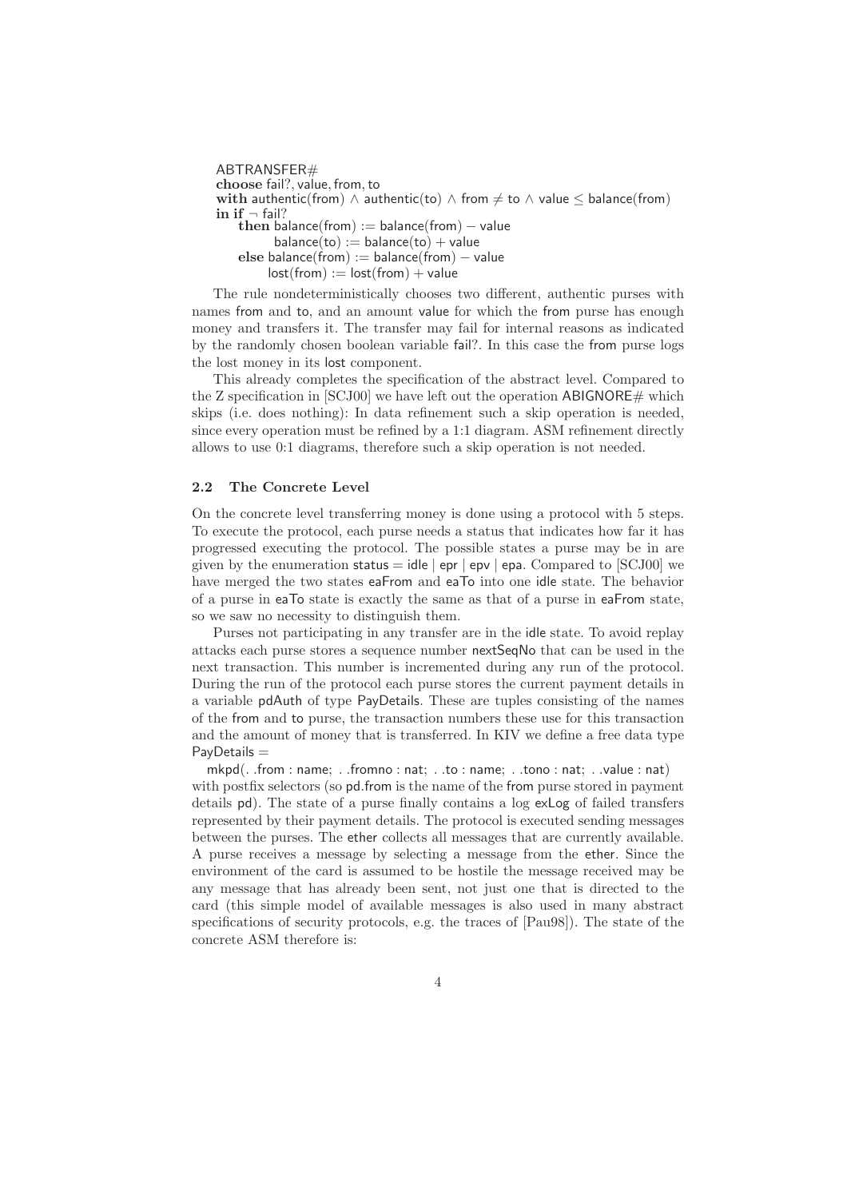```
ABTRANSFER#
choose fail?, value, from, to
with authentic(from) ∧ authentic(to) ∧ from ≠ to ∧ value ≤ balance(from)
in if ¬ fail?
    then balance(from) := balance(from) − value
         balance(to) := balance(to) + value
    else balance(from) := balance(from) − value
         lost(from) := lost(from) + value
```

The rule nondeterministically chooses two different, authentic purses with names from and to, and an amount value for which the from purse has enough money and transfers it. The transfer may fail for internal reasons as indicated by the randomly chosen boolean variable fail?. In this case the from purse logs the lost money in its lost component.

This already completes the specification of the abstract level. Compared to the Z specification in [SCJ00] we have left out the operation ABIGNORE# which skips (i.e. does nothing): In data refinement such a skip operation is needed, since every operation must be refined by a 1:1 diagram. ASM refinement directly allows to use 0:1 diagrams, therefore such a skip operation is not needed.

### 2.2 The Concrete Level

On the concrete level transferring money is done using a protocol with 5 steps. To execute the protocol, each purse needs a status that indicates how far it has progressed executing the protocol. The possible states a purse may be in are given by the enumeration status = idle | epr | epv | epa. Compared to [SCJ00] we have merged the two states eaFrom and eaTo into one idle state. The behavior of a purse in eaTo state is exactly the same as that of a purse in eaFrom state, so we saw no necessity to distinguish them.

Purses not participating in any transfer are in the idle state. To avoid replay attacks each purse stores a sequence number nextSeqNo that can be used in the next transaction. This number is incremented during any run of the protocol. During the run of the protocol each purse stores the current payment details in a variable pdAuth of type PayDetails. These are tuples consisting of the names of the from and to purse, the transaction numbers these use for this transaction and the amount of money that is transferred. In KIV we define a free data type PayDetails =

mkpd(. .from : name; . .fromno : nat; . .to : name; . .tono : nat; . .value : nat)
with postfix selectors (so pd.from is the name of the from purse stored in payment details pd). The state of a purse finally contains a log exLog of failed transfers represented by their payment details. The protocol is executed sending messages between the purses. The ether collects all messages that are currently available. A purse receives a message by selecting a message from the ether. Since the environment of the card is assumed to be hostile the message received may be any message that has already been sent, not just one that is directed to the card (this simple model of available messages is also used in many abstract specifications of security protocols, e.g. the traces of [Pau98]). The state of the concrete ASM therefore is: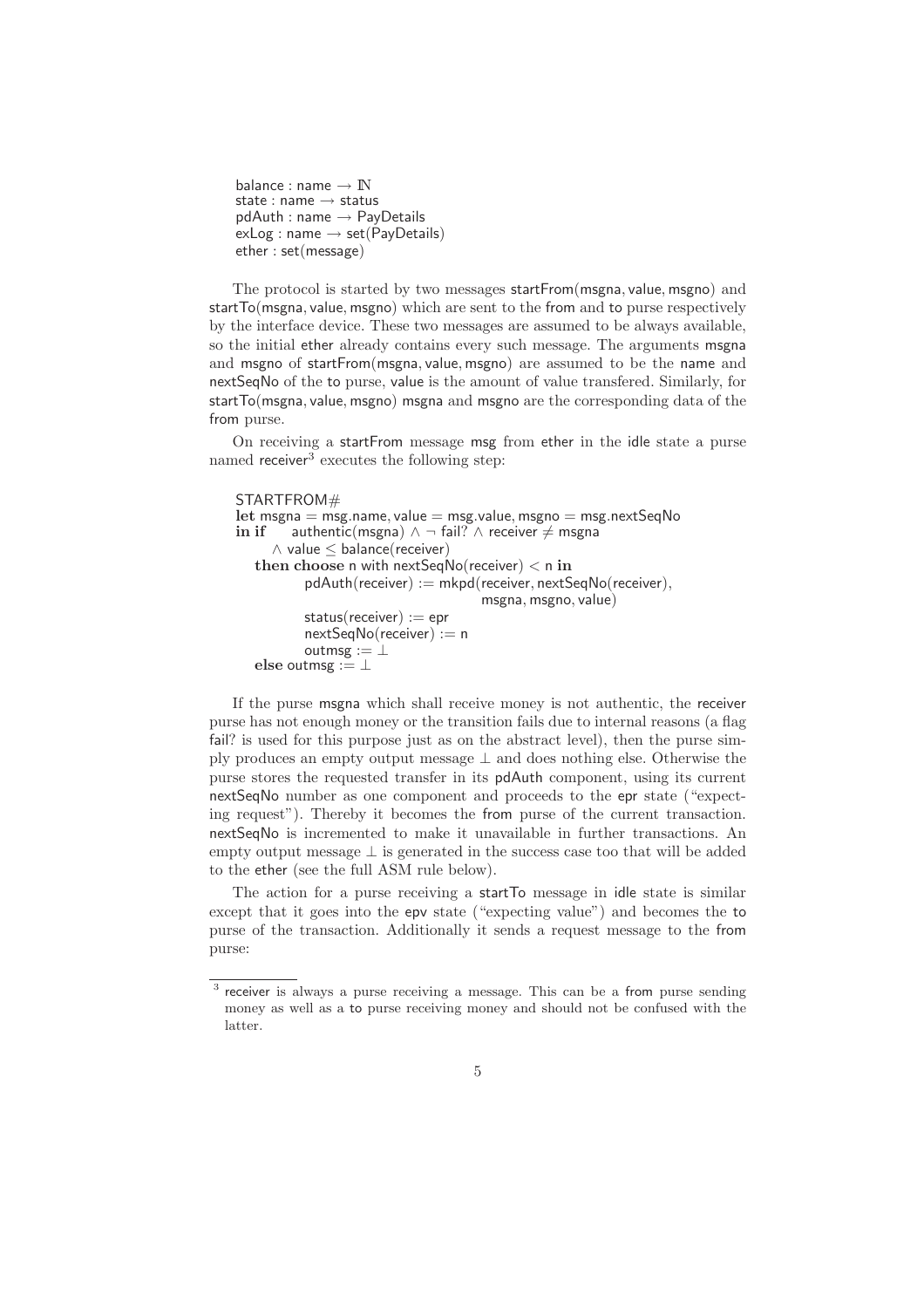```
balance : name → ℕ
state : name → status
pdAuth : name → PayDetails
exLog : name → set(PayDetails)
ether : set(message)
```

The protocol is started by two messages startFrom(msgna, value, msgno) and startTo(msgna, value, msgno) which are sent to the from and to purse respectively by the interface device. These two messages are assumed to be always available, so the initial ether already contains every such message. The arguments msgna and msgno of startFrom(msgna, value, msgno) are assumed to be the name and nextSeqNo of the to purse, value is the amount of value transfered. Similarly, for startTo(msgna, value, msgno) msgna and msgno are the corresponding data of the from purse.

On receiving a startFrom message msg from ether in the idle state a purse named receiver[3] executes the following step:

```
STARTFROM#
let msgna = msg.name, value = msg.value, msgno = msg.nextSeqNo
in if    authentic(msgna) ∧ ¬ fail? ∧ receiver ≠ msgna
      ∧ value ≤ balance(receiver)
   then choose n with nextSeqNo(receiver) < n in
           pdAuth(receiver) := mkpd(receiver, nextSeqNo(receiver),
                                    msgna, msgno, value)
           status(receiver) := epr
           nextSeqNo(receiver) := n
           outmsg := ⊥
   else outmsg := ⊥
```

If the purse msgna which shall receive money is not authentic, the receiver purse has not enough money or the transition fails due to internal reasons (a flag fail? is used for this purpose just as on the abstract level), then the purse simply produces an empty output message $\perp$ and does nothing else. Otherwise the purse stores the requested transfer in its pdAuth component, using its current nextSeqNo number as one component and proceeds to the epr state ("expecting request"). Thereby it becomes the from purse of the current transaction. nextSeqNo is incremented to make it unavailable in further transactions. An empty output message $\perp$ is generated in the success case too that will be added to the ether (see the full ASM rule below).

The action for a purse receiving a startTo message in idle state is similar except that it goes into the epv state ("expecting value") and becomes the to purse of the transaction. Additionally it sends a request message to the from purse:

---

[3] receiver is always a purse receiving a message. This can be a from purse sending money as well as a to purse receiving money and should not be confused with the latter.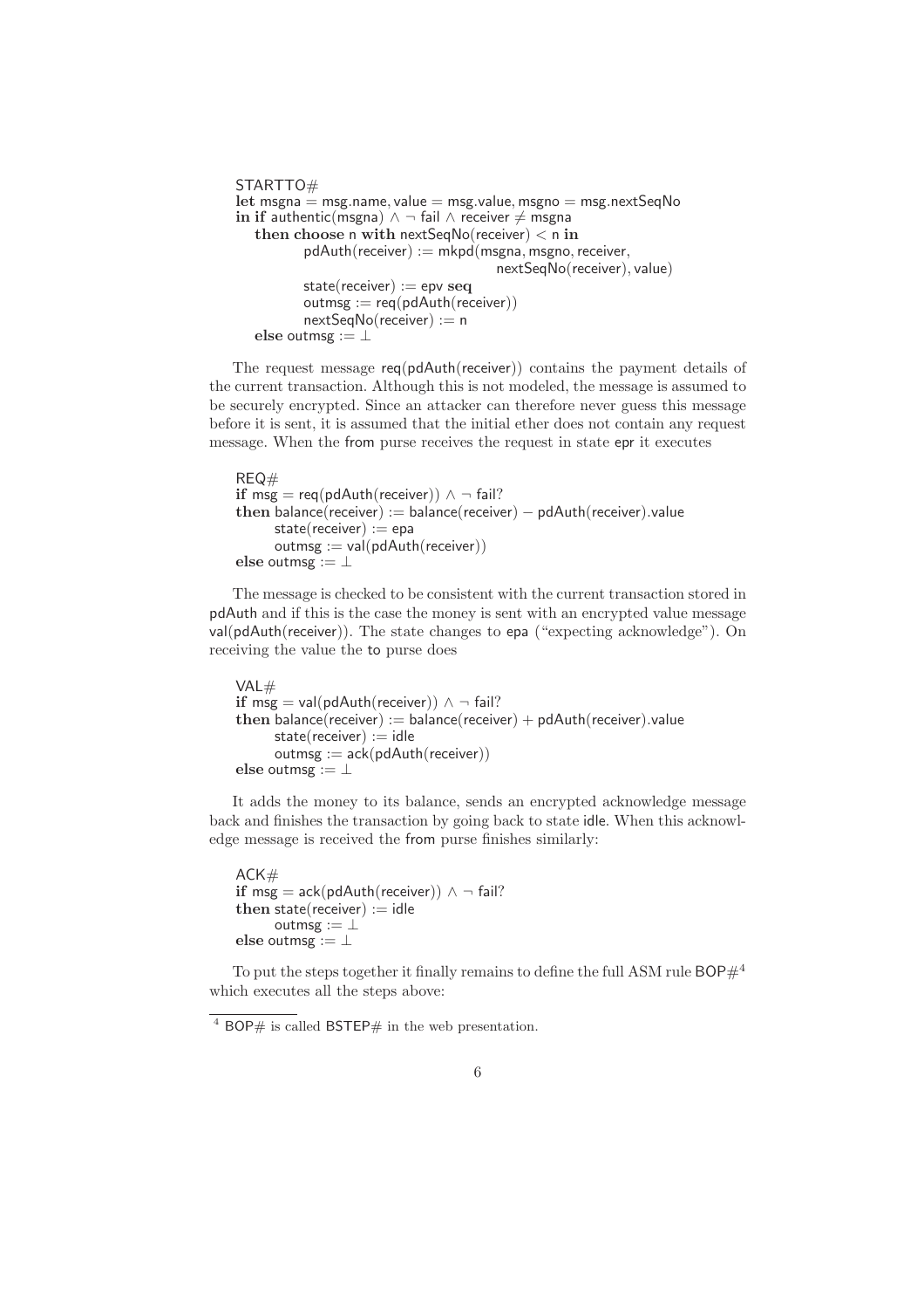```
STARTTO#
let msgna = msg.name, value = msg.value, msgno = msg.nextSeqNo
in if authentic(msgna) ∧ ¬ fail ∧ receiver ≠ msgna
   then choose n with nextSeqNo(receiver) < n in
           pdAuth(receiver) := mkpd(msgna, msgno, receiver,
                                     nextSeqNo(receiver), value)
           state(receiver) := epv seq
           outmsg := req(pdAuth(receiver))
           nextSeqNo(receiver) := n
   else outmsg := ⊥
```

The request message req(pdAuth(receiver)) contains the payment details of the current transaction. Although this is not modeled, the message is assumed to be securely encrypted. Since an attacker can therefore never guess this message before it is sent, it is assumed that the initial ether does not contain any request message. When the from purse receives the request in state epr it executes

```
REQ#
if msg = req(pdAuth(receiver)) ∧ ¬ fail?
then balance(receiver) := balance(receiver) − pdAuth(receiver).value
     state(receiver) := epa
     outmsg := val(pdAuth(receiver))
else outmsg := ⊥
```

The message is checked to be consistent with the current transaction stored in pdAuth and if this is the case the money is sent with an encrypted value message val(pdAuth(receiver)). The state changes to epa ("expecting acknowledge"). On receiving the value the to purse does

```
VAL#
if msg = val(pdAuth(receiver)) ∧ ¬ fail?
then balance(receiver) := balance(receiver) + pdAuth(receiver).value
     state(receiver) := idle
     outmsg := ack(pdAuth(receiver))
else outmsg := ⊥
```

It adds the money to its balance, sends an encrypted acknowledge message back and finishes the transaction by going back to state idle. When this acknowledge message is received the from purse finishes similarly:

```
ACK#
if msg = ack(pdAuth(receiver)) ∧ ¬ fail?
then state(receiver) := idle
     outmsg := ⊥
else outmsg := ⊥
```

To put the steps together it finally remains to define the full ASM rule BOP#[4] which executes all the steps above:

---

[4] BOP# is called BSTEP# in the web presentation.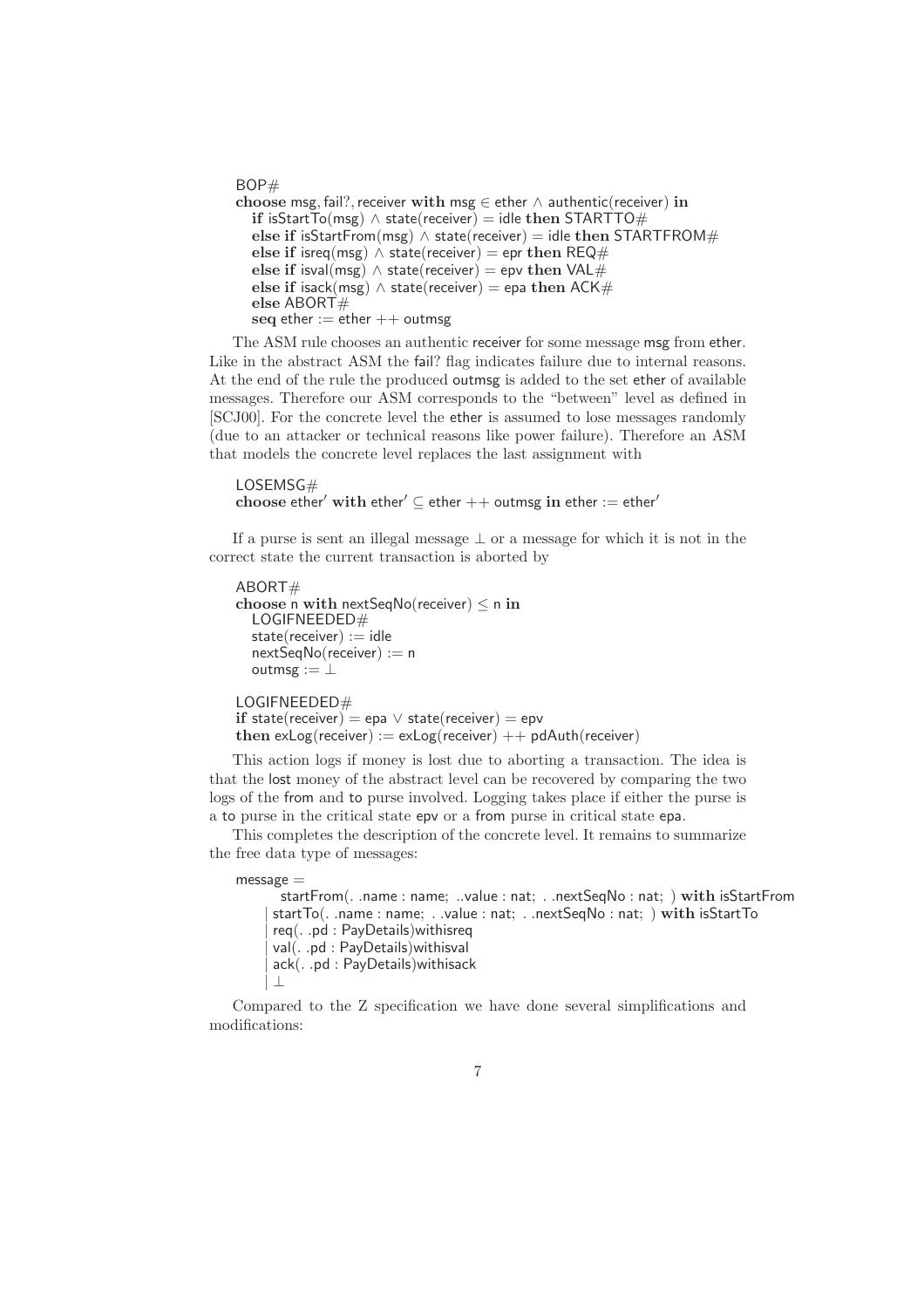```
BOP#
choose msg, fail?, receiver with msg ∈ ether ∧ authentic(receiver) in
   if isStartTo(msg) ∧ state(receiver) = idle then STARTTO#
   else if isStartFrom(msg) ∧ state(receiver) = idle then STARTFROM#
   else if isreq(msg) ∧ state(receiver) = epr then REQ#
   else if isval(msg) ∧ state(receiver) = epv then VAL#
   else if isack(msg) ∧ state(receiver) = epa then ACK#
   else ABORT#
   seq ether := ether ++ outmsg
```

The ASM rule chooses an authentic receiver for some message msg from ether. Like in the abstract ASM the fail? flag indicates failure due to internal reasons. At the end of the rule the produced outmsg is added to the set ether of available messages. Therefore our ASM corresponds to the "between" level as defined in [SCJ00]. For the concrete level the ether is assumed to lose messages randomly (due to an attacker or technical reasons like power failure). Therefore an ASM that models the concrete level replaces the last assignment with

```
LOSEMSG#
choose ether' with ether' ⊆ ether ++ outmsg in ether := ether'
```

If a purse is sent an illegal message $\perp$ or a message for which it is not in the correct state the current transaction is aborted by

```
ABORT#
choose n with nextSeqNo(receiver) ≤ n in
   LOGIFNEEDED#
   state(receiver) := idle
   nextSeqNo(receiver) := n
   outmsg := ⊥

LOGIFNEEDED#
if state(receiver) = epa ∨ state(receiver) = epv
then exLog(receiver) := exLog(receiver) ++ pdAuth(receiver)
```

This action logs if money is lost due to aborting a transaction. The idea is that the lost money of the abstract level can be recovered by comparing the two logs of the from and to purse involved. Logging takes place if either the purse is a to purse in the critical state epv or a from purse in critical state epa.

This completes the description of the concrete level. It remains to summarize the free data type of messages:

```
message =
      startFrom(. .name : name; ..value : nat; . .nextSeqNo : nat; ) with isStartFrom
    | startTo(. .name : name; . .value : nat; . .nextSeqNo : nat; ) with isStartTo
    | req(. .pd : PayDetails)withisreq
    | val(. .pd : PayDetails)withisval
    | ack(. .pd : PayDetails)withisack
    | ⊥
```

Compared to the Z specification we have done several simplifications and modifications: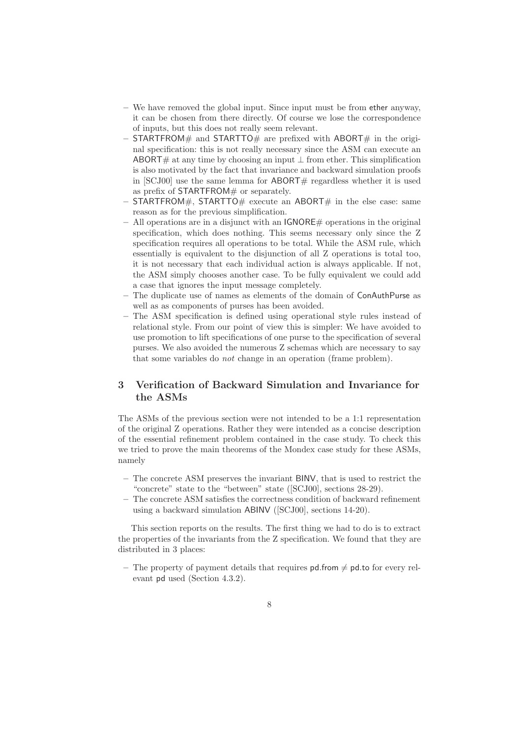- We have removed the global input. Since input must be from ether anyway, it can be chosen from there directly. Of course we lose the correspondence of inputs, but this does not really seem relevant.
- STARTFROM# and STARTTO# are prefixed with ABORT# in the original specification: this is not really necessary since the ASM can execute an ABORT# at any time by choosing an input $\perp$ from ether. This simplification is also motivated by the fact that invariance and backward simulation proofs in [SCJ00] use the same lemma for ABORT# regardless whether it is used as prefix of STARTFROM# or separately.
- STARTFROM#, STARTTO# execute an ABORT# in the else case: same reason as for the previous simplification.
- All operations are in a disjunct with an IGNORE# operations in the original specification, which does nothing. This seems necessary only since the Z specification requires all operations to be total. While the ASM rule, which essentially is equivalent to the disjunction of all Z operations is total too, it is not necessary that each individual action is always applicable. If not, the ASM simply chooses another case. To be fully equivalent we could add a case that ignores the input message completely.
- The duplicate use of names as elements of the domain of ConAuthPurse as well as as components of purses has been avoided.
- The ASM specification is defined using operational style rules instead of relational style. From our point of view this is simpler: We have avoided to use promotion to lift specifications of one purse to the specification of several purses. We also avoided the numerous Z schemas which are necessary to say that some variables do *not* change in an operation (frame problem).

## 3 Verification of Backward Simulation and Invariance for the ASMs

The ASMs of the previous section were not intended to be a 1:1 representation of the original Z operations. Rather they were intended as a concise description of the essential refinement problem contained in the case study. To check this we tried to prove the main theorems of the Mondex case study for these ASMs, namely

- The concrete ASM preserves the invariant BINV, that is used to restrict the "concrete" state to the "between" state ([SCJ00], sections 28-29).
- The concrete ASM satisfies the correctness condition of backward refinement using a backward simulation ABINV ([SCJ00], sections 14-20).

This section reports on the results. The first thing we had to do is to extract the properties of the invariants from the Z specification. We found that they are distributed in 3 places:

- The property of payment details that requires pd.from $\neq$ pd.to for every relevant pd used (Section 4.3.2).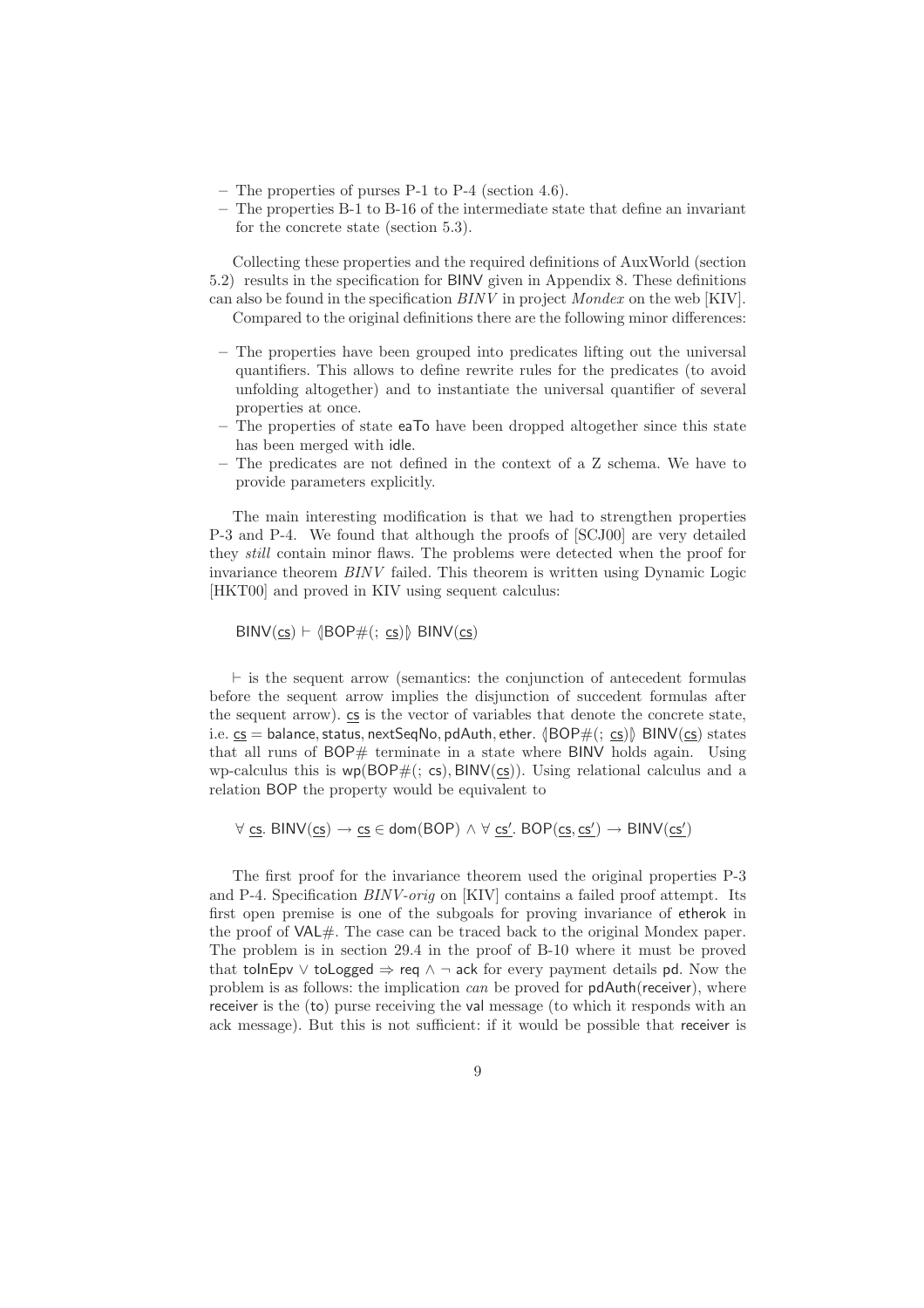– The properties of purses P-1 to P-4 (section 4.6).
– The properties B-1 to B-16 of the intermediate state that define an invariant for the concrete state (section 5.3).

Collecting these properties and the required definitions of AuxWorld (section 5.2) results in the specification for BINV given in Appendix 8. These definitions can also be found in the specification *BINV* in project *Mondex* on the web [KIV].

Compared to the original definitions there are the following minor differences:

– The properties have been grouped into predicates lifting out the universal quantifiers. This allows to define rewrite rules for the predicates (to avoid unfolding altogether) and to instantiate the universal quantifier of several properties at once.
– The properties of state eaTo have been dropped altogether since this state has been merged with idle.
– The predicates are not defined in the context of a Z schema. We have to provide parameters explicitly.

The main interesting modification is that we had to strengthen properties P-3 and P-4. We found that although the proofs of [SCJ00] are very detailed they *still* contain minor flaws. The problems were detected when the proof for invariance theorem *BINV* failed. This theorem is written using Dynamic Logic [HKT00] and proved in KIV using sequent calculus:

$$\mathsf{BINV}(\underline{\mathsf{cs}}) \vdash \langle\!|\mathsf{BOP}\#(;\ \underline{\mathsf{cs}})|\!\rangle\ \mathsf{BINV}(\underline{\mathsf{cs}})$$

$\vdash$ is the sequent arrow (semantics: the conjunction of antecedent formulas before the sequent arrow implies the disjunction of succedent formulas after the sequent arrow). $\underline{\mathsf{cs}}$ is the vector of variables that denote the concrete state, i.e. $\underline{\mathsf{cs}} = \mathsf{balance}, \mathsf{status}, \mathsf{nextSeqNo}, \mathsf{pdAuth}, \mathsf{ether}$. $\langle\!|\mathsf{BOP}\#(;\ \underline{\mathsf{cs}})|\!\rangle\ \mathsf{BINV}(\underline{\mathsf{cs}})$ states that all runs of BOP# terminate in a state where BINV holds again. Using wp-calculus this is $\mathsf{wp}(\mathsf{BOP}\#(;\ \mathsf{cs}), \mathsf{BINV}(\underline{\mathsf{cs}}))$. Using relational calculus and a relation BOP the property would be equivalent to

$$\forall\ \underline{\mathsf{cs}}.\ \mathsf{BINV}(\underline{\mathsf{cs}}) \rightarrow \underline{\mathsf{cs}} \in \mathsf{dom}(\mathsf{BOP}) \wedge \forall\ \underline{\mathsf{cs}'}.\ \mathsf{BOP}(\underline{\mathsf{cs}}, \underline{\mathsf{cs}'}) \rightarrow \mathsf{BINV}(\underline{\mathsf{cs}'})$$

The first proof for the invariance theorem used the original properties P-3 and P-4. Specification *BINV-orig* on [KIV] contains a failed proof attempt. Its first open premise is one of the subgoals for proving invariance of etherok in the proof of VAL#. The case can be traced back to the original Mondex paper. The problem is in section 29.4 in the proof of B-10 where it must be proved that $\mathsf{toInEpv} \vee \mathsf{toLogged} \Rightarrow \mathsf{req} \wedge \neg\ \mathsf{ack}$ for every payment details pd. Now the problem is as follows: the implication *can* be proved for pdAuth(receiver), where receiver is the (to) purse receiving the val message (to which it responds with an ack message). But this is not sufficient: if it would be possible that receiver is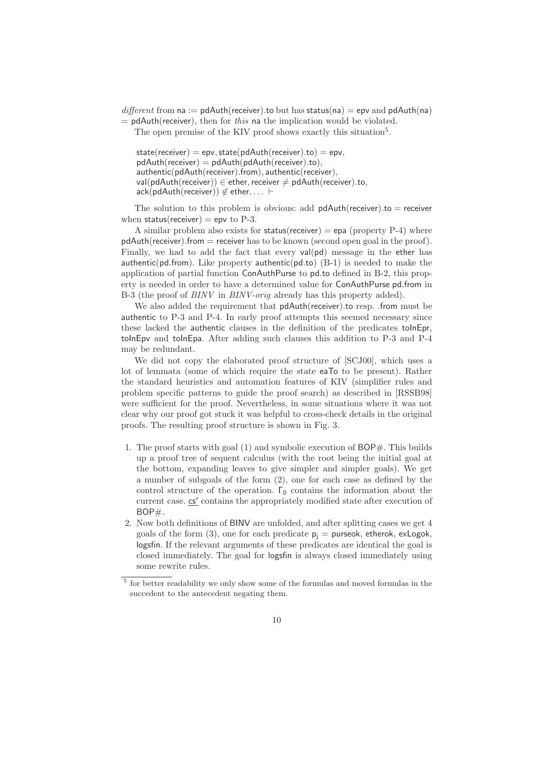*different* from na := pdAuth(receiver).to but has status(na) = epv and pdAuth(na) = pdAuth(receiver), then for *this* na the implication would be violated.

The open premise of the KIV proof shows exactly this situation[5].

state(receiver) = epv, state(pdAuth(receiver).to) = epv,
pdAuth(receiver) = pdAuth(pdAuth(receiver).to),
authentic(pdAuth(receiver).from), authentic(receiver),
val(pdAuth(receiver)) $\in$ ether, receiver $\neq$ pdAuth(receiver).to,
ack(pdAuth(receiver)) $\notin$ ether, ... $\vdash$

The solution to this problem is obvious: add pdAuth(receiver).to = receiver when status(receiver) = epv to P-3.

A similar problem also exists for status(receiver) = epa (property P-4) where pdAuth(receiver).from = receiver has to be known (second open goal in the proof). Finally, we had to add the fact that every val(pd) message in the ether has authentic(pd.from). Like property authentic(pd.to) (B-1) is needed to make the application of partial function ConAuthPurse to pd.to defined in B-2, this property is needed in order to have a determined value for ConAuthPurse pd.from in B-3 (the proof of *BINV* in *BINV-orig* already has this property added).

We also added the requirement that pdAuth(receiver).to resp. .from must be authentic to P-3 and P-4. In early proof attempts this seemed necessary since these lacked the authentic clauses in the definition of the predicates toInEpr, toInEpv and toInEpa. After adding such clauses this addition to P-3 and P-4 may be redundant.

We did not copy the elaborated proof structure of [SCJ00], which uses a lot of lemmata (some of which require the state eaTo to be present). Rather the standard heuristics and automation features of KIV (simplifier rules and problem specific patterns to guide the proof search) as described in [RSSB98] were sufficient for the proof. Nevertheless, in some situations where it was not clear why our proof got stuck it was helpful to cross-check details in the original proofs. The resulting proof structure is shown in Fig. 3.

1. The proof starts with goal (1) and symbolic execution of BOP#. This builds up a proof tree of sequent calculus (with the root being the initial goal at the bottom, expanding leaves to give simpler and simpler goals). We get a number of subgoals of the form (2), one for each case as defined by the control structure of the operation. $\Gamma_0$ contains the information about the current case. $\underline{cs'}$ contains the appropriately modified state after execution of BOP#.
2. Now both definitions of BINV are unfolded, and after splitting cases we get 4 goals of the form (3), one for each predicate $p_j$ = purseok, etherok, exLogok, logsfin. If the relevant arguments of these predicates are identical the goal is closed immediately. The goal for logsfin is always closed immediately using some rewrite rules.

[5] for better readability we only show some of the formulas and moved formulas in the succedent to the antecedent negating them.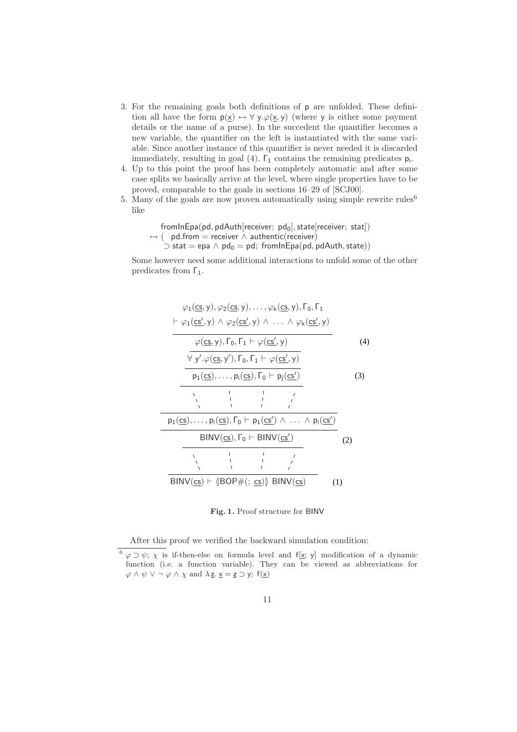3. For the remaining goals both definitions of $\mathsf{p}$ are unfolded. These definition all have the form $\mathsf{p}(\underline{\mathsf{x}}) \leftrightarrow \forall\, \mathsf{y}.\varphi(\underline{\mathsf{x}}, \mathsf{y})$ (where $\mathsf{y}$ is either some payment details or the name of a purse). In the succedent the quantifier becomes a new variable, the quantifier on the left is instantiated with the same variable. Since another instance of this quantifier is never needed it is discarded immediately, resulting in goal (4). $\Gamma_1$ contains the remaining predicates $\mathsf{p}_\mathsf{i}$.
4. Up to this point the proof has been completely automatic and after some case splits we basically arrive at the level, where single properties have to be proved, comparable to the goals in sections 16–29 of [SCJ00].
5. Many of the goals are now proven automatically using simple rewrite rules[6] like

$$\begin{array}{l} \mathsf{fromInEpa}(\mathsf{pd}, \mathsf{pdAuth}[\mathsf{receiver};\ \mathsf{pd}_0], \mathsf{state}[\mathsf{receiver};\ \mathsf{stat}]) \\ \leftrightarrow (\quad \mathsf{pd.from} = \mathsf{receiver} \wedge \mathsf{authentic}(\mathsf{receiver}) \\ \quad\ \supset \mathsf{stat} = \mathsf{epa} \wedge \mathsf{pd}_0 = \mathsf{pd};\ \mathsf{fromInEpa}(\mathsf{pd}, \mathsf{pdAuth}, \mathsf{state})) \end{array}$$

Some however need some additional interactions to unfold some of the other predicates from $\Gamma_1$.

$$\dfrac{\dfrac{\dfrac{\dfrac{\varphi_1(\underline{\mathsf{cs}}, \mathsf{y}), \varphi_2(\underline{\mathsf{cs}}, \mathsf{y}), \ldots, \varphi_k(\underline{\mathsf{cs}}, \mathsf{y}), \Gamma_0, \Gamma_1 \vdash \varphi_1(\underline{\mathsf{cs}'}, \mathsf{y}) \wedge \varphi_2(\underline{\mathsf{cs}'}, \mathsf{y}) \wedge \ \ldots\ \wedge \varphi_k(\underline{\mathsf{cs}'}, \mathsf{y})}{\varphi(\underline{\mathsf{cs}}, \mathsf{y}), \Gamma_0, \Gamma_1 \vdash \varphi(\underline{\mathsf{cs}'}, \mathsf{y}) \quad (4)}}{\forall\, \mathsf{y}'.\varphi(\underline{\mathsf{cs}}, \mathsf{y}'), \Gamma_0, \Gamma_1 \vdash \varphi(\underline{\mathsf{cs}'}, \mathsf{y})}}{\mathsf{p}_1(\underline{\mathsf{cs}}), \ldots, \mathsf{p}_\mathsf{i}(\underline{\mathsf{cs}}), \Gamma_0 \vdash \mathsf{p}_\mathsf{j}(\underline{\mathsf{cs}'}) \quad (3)}$$

$$\dfrac{\dfrac{\dfrac{\vdots}{\mathsf{p}_1(\underline{\mathsf{cs}}), \ldots, \mathsf{p}_\mathsf{i}(\underline{\mathsf{cs}}), \Gamma_0 \vdash \mathsf{p}_1(\underline{\mathsf{cs}'}) \wedge \ \ldots\ \wedge \mathsf{p}_\mathsf{i}(\underline{\mathsf{cs}'})}}{\mathsf{BINV}(\underline{\mathsf{cs}}), \Gamma_0 \vdash \mathsf{BINV}(\underline{\mathsf{cs}'}) \quad (2)}}{\dfrac{\vdots}{\mathsf{BINV}(\underline{\mathsf{cs}}) \vdash \langle\!|\mathsf{BOP\#}(;\ \underline{\mathsf{cs}})|\!\rangle\ \mathsf{BINV}(\underline{\mathsf{cs}}) \quad (1)}}$$

**Fig. 1.** Proof structure for $\mathsf{BINV}$

After this proof we verified the backward simulation condition:

[6] $\varphi \supset \psi;\ \chi$ is if-then-else on formula level and $\mathsf{f}[\underline{\mathsf{x}};\ \mathsf{y}]$ modification of a dynamic function (i.e. a function variable). They can be viewed as abbreviations for $\varphi \wedge \psi \vee \neg\, \varphi \wedge \chi$ and $\lambda\, \underline{\mathsf{z}}.\ \underline{\mathsf{x}} = \underline{\mathsf{z}} \supset \mathsf{y};\ \mathsf{f}(\underline{\mathsf{x}})$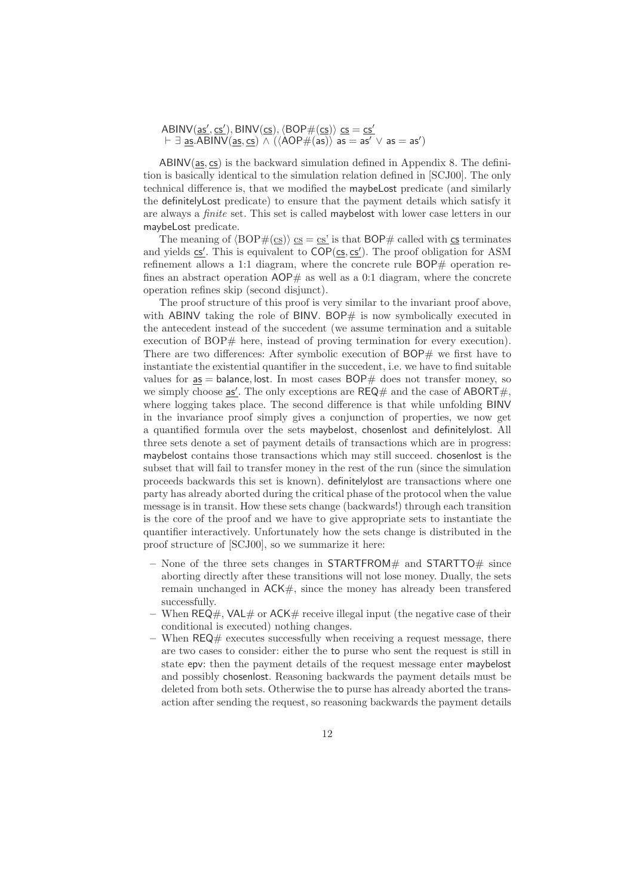$$\mathsf{ABINV}(\underline{\mathsf{as}}', \underline{\mathsf{cs}}'), \mathsf{BINV}(\underline{\mathsf{cs}}), \langle \mathsf{BOP\#}(\underline{\mathsf{cs}}) \rangle\ \underline{\mathsf{cs}} = \underline{\mathsf{cs}}'$$
$$\vdash \exists\ \underline{\mathsf{as}}.\mathsf{ABINV}(\underline{\mathsf{as}}, \underline{\mathsf{cs}}) \wedge (\langle \mathsf{AOP\#}(\mathsf{as}) \rangle\ \mathsf{as} = \mathsf{as}' \vee \mathsf{as} = \mathsf{as}')$$

ABINV(as, cs) is the backward simulation defined in Appendix 8. The definition is basically identical to the simulation relation defined in [SCJ00]. The only technical difference is, that we modified the maybeLost predicate (and similarly the definitelyLost predicate) to ensure that the payment details which satisfy it are always a *finite* set. This set is called maybelost with lower case letters in our maybeLost predicate.

The meaning of $\langle \mathrm{BOP\#}(\underline{\mathrm{cs}}) \rangle\ \underline{\mathrm{cs}} = \underline{\mathrm{cs}'}$ is that BOP# called with cs terminates and yields cs'. This is equivalent to COP(cs, cs'). The proof obligation for ASM refinement allows a 1:1 diagram, where the concrete rule BOP# operation refines an abstract operation AOP# as well as a 0:1 diagram, where the concrete operation refines skip (second disjunct).

The proof structure of this proof is very similar to the invariant proof above, with ABINV taking the role of BINV. BOP# is now symbolically executed in the antecedent instead of the succedent (we assume termination and a suitable execution of BOP# here, instead of proving termination for every execution). There are two differences: After symbolic execution of BOP# we first have to instantiate the existential quantifier in the succedent, i.e. we have to find suitable values for as = balance, lost. In most cases BOP# does not transfer money, so we simply choose as'. The only exceptions are REQ# and the case of ABORT#, where logging takes place. The second difference is that while unfolding BINV in the invariance proof simply gives a conjunction of properties, we now get a quantified formula over the sets maybelost, chosenlost and definitelylost. All three sets denote a set of payment details of transactions which are in progress: maybelost contains those transactions which may still succeed. chosenlost is the subset that will fail to transfer money in the rest of the run (since the simulation proceeds backwards this set is known). definitelylost are transactions where one party has already aborted during the critical phase of the protocol when the value message is in transit. How these sets change (backwards!) through each transition is the core of the proof and we have to give appropriate sets to instantiate the quantifier interactively. Unfortunately how the sets change is distributed in the proof structure of [SCJ00], so we summarize it here:

- None of the three sets changes in STARTFROM# and STARTTO# since aborting directly after these transitions will not lose money. Dually, the sets remain unchanged in ACK#, since the money has already been transfered successfully.
- When REQ#, VAL# or ACK# receive illegal input (the negative case of their conditional is executed) nothing changes.
- When REQ# executes successfully when receiving a request message, there are two cases to consider: either the to purse who sent the request is still in state epv: then the payment details of the request message enter maybelost and possibly chosenlost. Reasoning backwards the payment details must be deleted from both sets. Otherwise the to purse has already aborted the transaction after sending the request, so reasoning backwards the payment details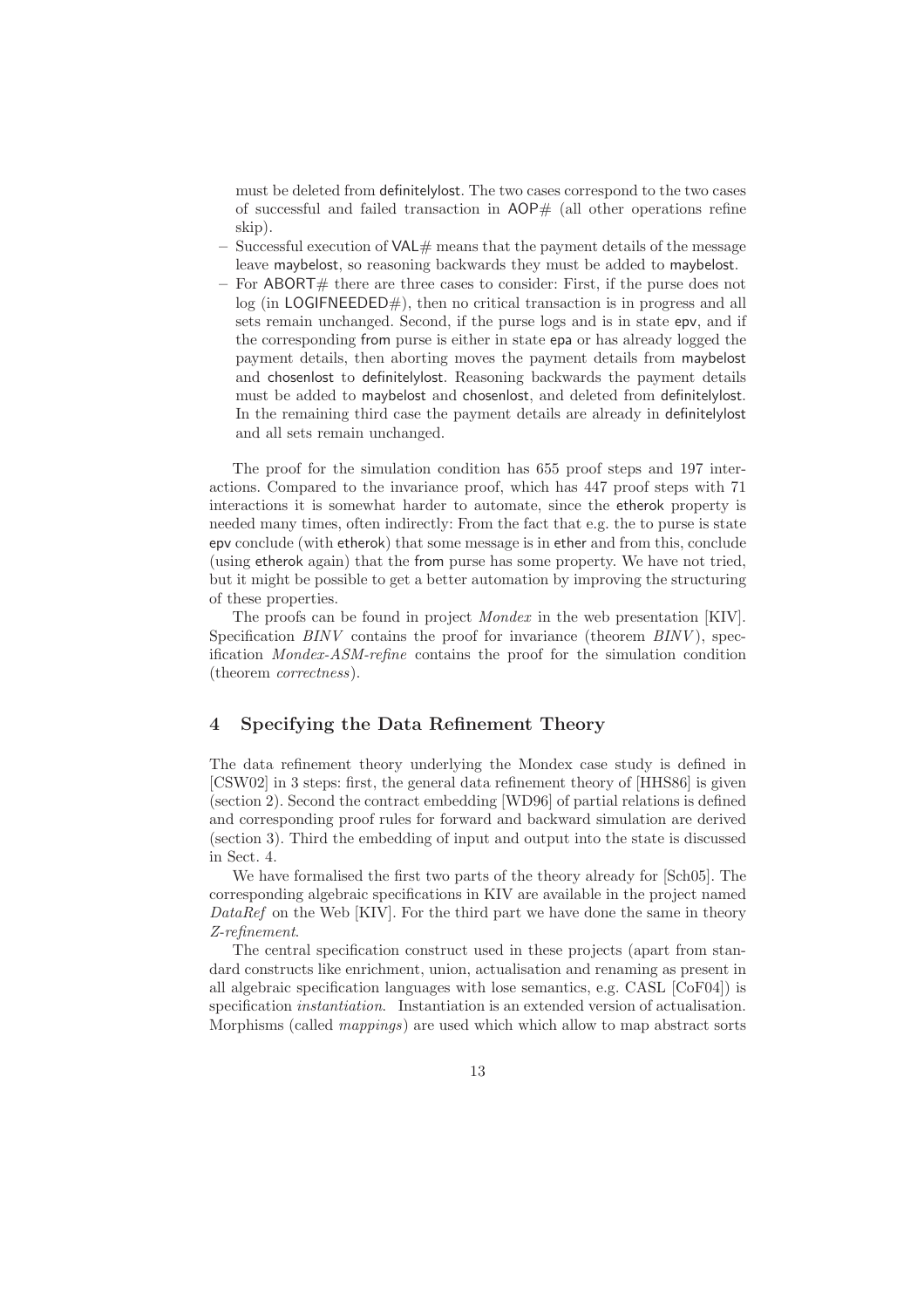must be deleted from definitelylost. The two cases correspond to the two cases of successful and failed transaction in AOP# (all other operations refine skip).

- Successful execution of VAL# means that the payment details of the message leave maybelost, so reasoning backwards they must be added to maybelost.
- For ABORT# there are three cases to consider: First, if the purse does not log (in LOGIFNEEDED#), then no critical transaction is in progress and all sets remain unchanged. Second, if the purse logs and is in state epv, and if the corresponding from purse is either in state epa or has already logged the payment details, then aborting moves the payment details from maybelost and chosenlost to definitelylost. Reasoning backwards the payment details must be added to maybelost and chosenlost, and deleted from definitelylost. In the remaining third case the payment details are already in definitelylost and all sets remain unchanged.

The proof for the simulation condition has 655 proof steps and 197 interactions. Compared to the invariance proof, which has 447 proof steps with 71 interactions it is somewhat harder to automate, since the etherok property is needed many times, often indirectly: From the fact that e.g. the to purse is state epv conclude (with etherok) that some message is in ether and from this, conclude (using etherok again) that the from purse has some property. We have not tried, but it might be possible to get a better automation by improving the structuring of these properties.

The proofs can be found in project *Mondex* in the web presentation [KIV]. Specification *BINV* contains the proof for invariance (theorem *BINV*), specification *Mondex-ASM-refine* contains the proof for the simulation condition (theorem *correctness*).

## 4 Specifying the Data Refinement Theory

The data refinement theory underlying the Mondex case study is defined in [CSW02] in 3 steps: first, the general data refinement theory of [HHS86] is given (section 2). Second the contract embedding [WD96] of partial relations is defined and corresponding proof rules for forward and backward simulation are derived (section 3). Third the embedding of input and output into the state is discussed in Sect. 4.

We have formalised the first two parts of the theory already for [Sch05]. The corresponding algebraic specifications in KIV are available in the project named *DataRef* on the Web [KIV]. For the third part we have done the same in theory *Z-refinement*.

The central specification construct used in these projects (apart from standard constructs like enrichment, union, actualisation and renaming as present in all algebraic specification languages with lose semantics, e.g. CASL [CoF04]) is specification *instantiation*. Instantiation is an extended version of actualisation. Morphisms (called *mappings*) are used which which allow to map abstract sorts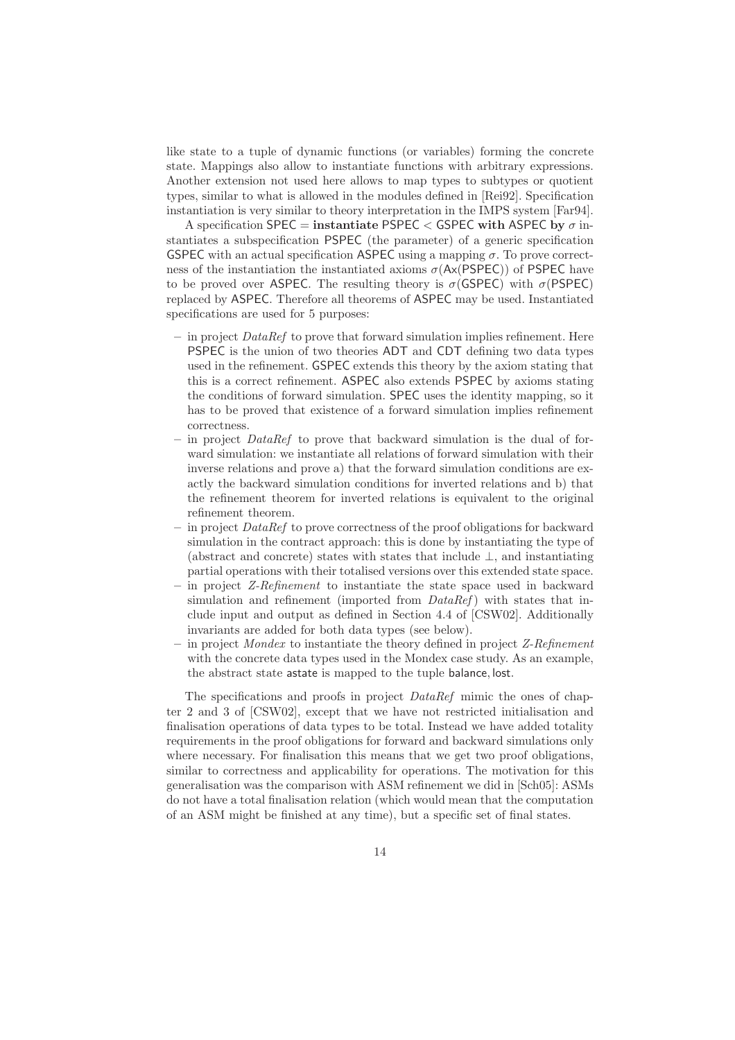like state to a tuple of dynamic functions (or variables) forming the concrete state. Mappings also allow to instantiate functions with arbitrary expressions. Another extension not used here allows to map types to subtypes or quotient types, similar to what is allowed in the modules defined in [Rei92]. Specification instantiation is very similar to theory interpretation in the IMPS system [Far94].

A specification SPEC = **instantiate** PSPEC < GSPEC **with** ASPEC **by** $\sigma$ instantiates a subspecification PSPEC (the parameter) of a generic specification GSPEC with an actual specification ASPEC using a mapping $\sigma$. To prove correctness of the instantiation the instantiated axioms $\sigma(\mathsf{Ax}(\mathsf{PSPEC}))$ of PSPEC have to be proved over ASPEC. The resulting theory is $\sigma(\mathsf{GSPEC})$ with $\sigma(\mathsf{PSPEC})$ replaced by ASPEC. Therefore all theorems of ASPEC may be used. Instantiated specifications are used for 5 purposes:

- in project *DataRef* to prove that forward simulation implies refinement. Here PSPEC is the union of two theories ADT and CDT defining two data types used in the refinement. GSPEC extends this theory by the axiom stating that this is a correct refinement. ASPEC also extends PSPEC by axioms stating the conditions of forward simulation. SPEC uses the identity mapping, so it has to be proved that existence of a forward simulation implies refinement correctness.
- in project *DataRef* to prove that backward simulation is the dual of forward simulation: we instantiate all relations of forward simulation with their inverse relations and prove a) that the forward simulation conditions are exactly the backward simulation conditions for inverted relations and b) that the refinement theorem for inverted relations is equivalent to the original refinement theorem.
- in project *DataRef* to prove correctness of the proof obligations for backward simulation in the contract approach: this is done by instantiating the type of (abstract and concrete) states with states that include $\perp$, and instantiating partial operations with their totalised versions over this extended state space.
- in project *Z-Refinement* to instantiate the state space used in backward simulation and refinement (imported from *DataRef*) with states that include input and output as defined in Section 4.4 of [CSW02]. Additionally invariants are added for both data types (see below).
- in project *Mondex* to instantiate the theory defined in project *Z-Refinement* with the concrete data types used in the Mondex case study. As an example, the abstract state astate is mapped to the tuple balance, lost.

The specifications and proofs in project *DataRef* mimic the ones of chapter 2 and 3 of [CSW02], except that we have not restricted initialisation and finalisation operations of data types to be total. Instead we have added totality requirements in the proof obligations for forward and backward simulations only where necessary. For finalisation this means that we get two proof obligations, similar to correctness and applicability for operations. The motivation for this generalisation was the comparison with ASM refinement we did in [Sch05]: ASMs do not have a total finalisation relation (which would mean that the computation of an ASM might be finished at any time), but a specific set of final states.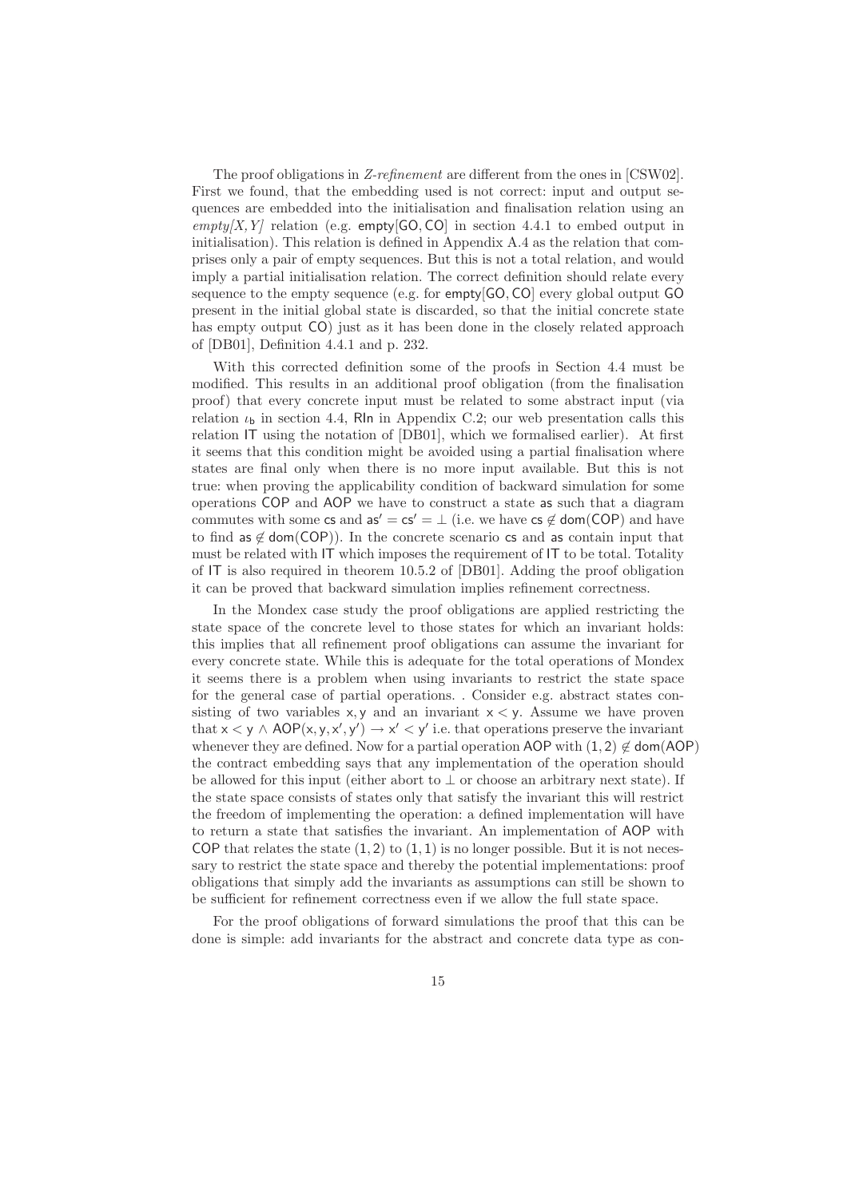The proof obligations in *Z-refinement* are different from the ones in [CSW02]. First we found, that the embedding used is not correct: input and output sequences are embedded into the initialisation and finalisation relation using an *empty[X, Y]* relation (e.g. $\mathsf{empty}[\mathsf{GO}, \mathsf{CO}]$ in section 4.4.1 to embed output in initialisation). This relation is defined in Appendix A.4 as the relation that comprises only a pair of empty sequences. But this is not a total relation, and would imply a partial initialisation relation. The correct definition should relate every sequence to the empty sequence (e.g. for $\mathsf{empty}[\mathsf{GO}, \mathsf{CO}]$ every global output GO present in the initial global state is discarded, so that the initial concrete state has empty output CO) just as it has been done in the closely related approach of [DB01], Definition 4.4.1 and p. 232.

With this corrected definition some of the proofs in Section 4.4 must be modified. This results in an additional proof obligation (from the finalisation proof) that every concrete input must be related to some abstract input (via relation $\iota_b$ in section 4.4, RIn in Appendix C.2; our web presentation calls this relation IT using the notation of [DB01], which we formalised earlier). At first it seems that this condition might be avoided using a partial finalisation where states are final only when there is no more input available. But this is not true: when proving the applicability condition of backward simulation for some operations COP and AOP we have to construct a state as such that a diagram commutes with some cs and $\mathsf{as}' = \mathsf{cs}' = \bot$ (i.e. we have $\mathsf{cs} \notin \mathsf{dom}(\mathsf{COP})$ and have to find $\mathsf{as} \notin \mathsf{dom}(\mathsf{COP})$). In the concrete scenario cs and as contain input that must be related with IT which imposes the requirement of IT to be total. Totality of IT is also required in theorem 10.5.2 of [DB01]. Adding the proof obligation it can be proved that backward simulation implies refinement correctness.

In the Mondex case study the proof obligations are applied restricting the state space of the concrete level to those states for which an invariant holds: this implies that all refinement proof obligations can assume the invariant for every concrete state. While this is adequate for the total operations of Mondex it seems there is a problem when using invariants to restrict the state space for the general case of partial operations. . Consider e.g. abstract states consisting of two variables $\mathsf{x}, \mathsf{y}$ and an invariant $\mathsf{x} < \mathsf{y}$. Assume we have proven that $\mathsf{x} < \mathsf{y} \wedge \mathsf{AOP}(\mathsf{x}, \mathsf{y}, \mathsf{x}', \mathsf{y}') \rightarrow \mathsf{x}' < \mathsf{y}'$ i.e. that operations preserve the invariant whenever they are defined. Now for a partial operation AOP with $(1, 2) \notin \mathsf{dom}(\mathsf{AOP})$ the contract embedding says that any implementation of the operation should be allowed for this input (either abort to $\bot$ or choose an arbitrary next state). If the state space consists of states only that satisfy the invariant this will restrict the freedom of implementing the operation: a defined implementation will have to return a state that satisfies the invariant. An implementation of AOP with COP that relates the state $(1, 2)$ to $(1, 1)$ is no longer possible. But it is not necessary to restrict the state space and thereby the potential implementations: proof obligations that simply add the invariants as assumptions can still be shown to be sufficient for refinement correctness even if we allow the full state space.

For the proof obligations of forward simulations the proof that this can be done is simple: add invariants for the abstract and concrete data type as con-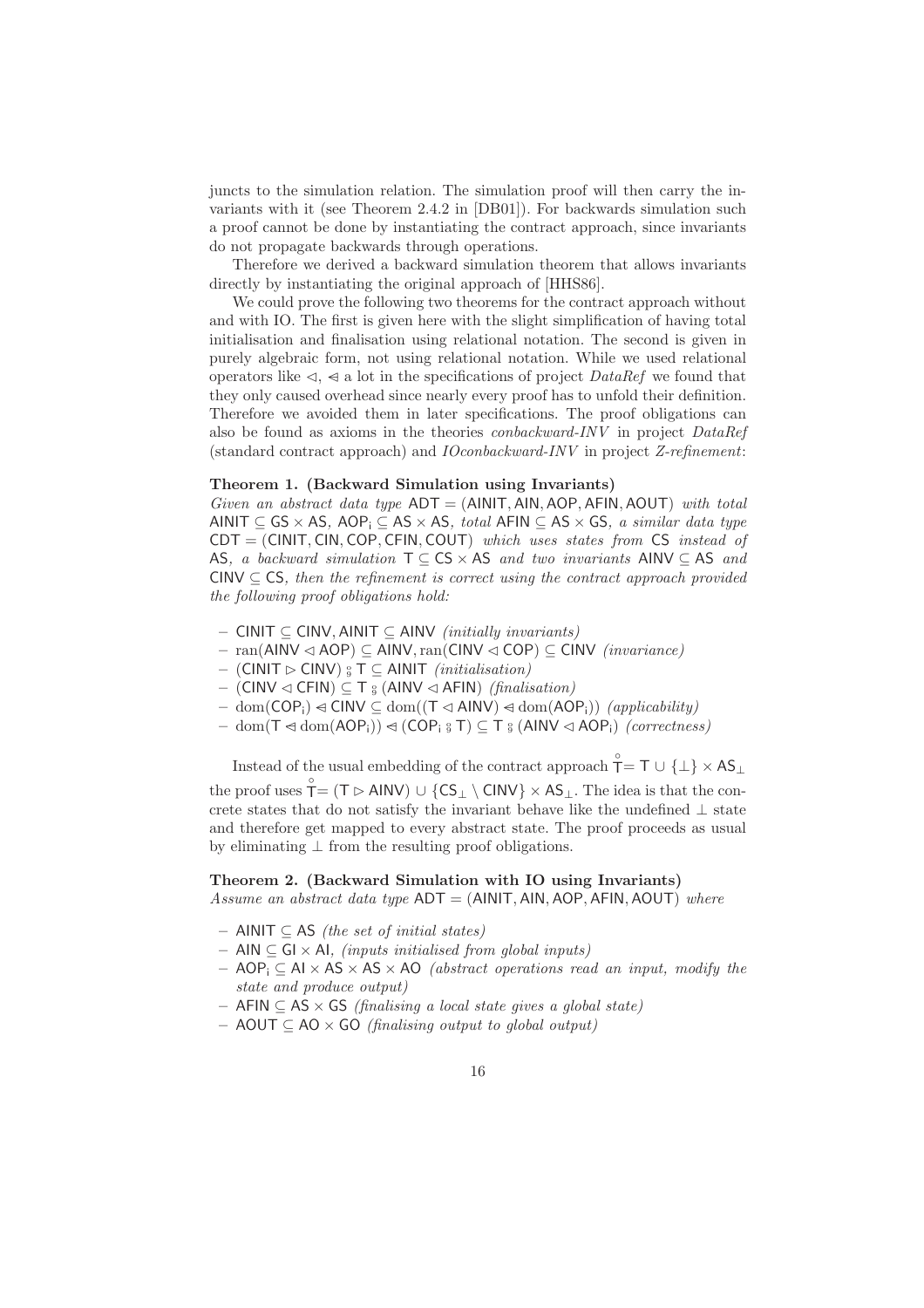juncts to the simulation relation. The simulation proof will then carry the invariants with it (see Theorem 2.4.2 in [DB01]). For backwards simulation such a proof cannot be done by instantiating the contract approach, since invariants do not propagate backwards through operations.

Therefore we derived a backward simulation theorem that allows invariants directly by instantiating the original approach of [HHS86].

We could prove the following two theorems for the contract approach without and with IO. The first is given here with the slight simplification of having total initialisation and finalisation using relational notation. The second is given in purely algebraic form, not using relational notation. While we used relational operators like $\lhd$, $\unlhd$ a lot in the specifications of project *DataRef* we found that they only caused overhead since nearly every proof has to unfold their definition. Therefore we avoided them in later specifications. The proof obligations can also be found as axioms in the theories *conbackward-INV* in project *DataRef* (standard contract approach) and *IOconbackward-INV* in project *Z-refinement*:

**Theorem 1. (Backward Simulation using Invariants)**
*Given an abstract data type* $\mathsf{ADT} = (\mathsf{AINIT}, \mathsf{AIN}, \mathsf{AOP}, \mathsf{AFIN}, \mathsf{AOUT})$ *with total* $\mathsf{AINIT} \subseteq \mathsf{GS} \times \mathsf{AS}$, $\mathsf{AOP_i} \subseteq \mathsf{AS} \times \mathsf{AS}$, *total* $\mathsf{AFIN} \subseteq \mathsf{AS} \times \mathsf{GS}$, *a similar data type* $\mathsf{CDT} = (\mathsf{CINIT}, \mathsf{CIN}, \mathsf{COP}, \mathsf{CFIN}, \mathsf{COUT})$ *which uses states from* $\mathsf{CS}$ *instead of* $\mathsf{AS}$, *a backward simulation* $\mathsf{T} \subseteq \mathsf{CS} \times \mathsf{AS}$ *and two invariants* $\mathsf{AINV} \subseteq \mathsf{AS}$ *and* $\mathsf{CINV} \subseteq \mathsf{CS}$, *then the refinement is correct using the contract approach provided the following proof obligations hold:*

- $\mathsf{CINIT} \subseteq \mathsf{CINV}, \mathsf{AINIT} \subseteq \mathsf{AINV}$ *(initially invariants)*
- $\mathrm{ran}(\mathsf{AINV} \lhd \mathsf{AOP}) \subseteq \mathsf{AINV}, \mathrm{ran}(\mathsf{CINV} \lhd \mathsf{COP}) \subseteq \mathsf{CINV}$ *(invariance)*
- $(\mathsf{CINIT} \rhd \mathsf{CINV}) \mathbin{⨾} \mathsf{T} \subseteq \mathsf{AINIT}$ *(initialisation)*
- $(\mathsf{CINV} \lhd \mathsf{CFIN}) \subseteq \mathsf{T} \mathbin{⨾} (\mathsf{AINV} \lhd \mathsf{AFIN})$ *(finalisation)*
- $\mathrm{dom}(\mathsf{COP_i}) \unlhd \mathsf{CINV} \subseteq \mathrm{dom}((\mathsf{T} \lhd \mathsf{AINV}) \unlhd \mathrm{dom}(\mathsf{AOP_i}))$ *(applicability)*
- $\mathrm{dom}(\mathsf{T} \unlhd \mathrm{dom}(\mathsf{AOP_i})) \unlhd (\mathsf{COP_i} \mathbin{⨾} \mathsf{T}) \subseteq \mathsf{T} \mathbin{⨾} (\mathsf{AINV} \lhd \mathsf{AOP_i})$ *(correctness)*

Instead of the usual embedding of the contract approach $\mathring{\mathsf{T}} = \mathsf{T} \cup \{\bot\} \times \mathsf{AS}_\bot$ the proof uses $\mathring{\mathsf{T}} = (\mathsf{T} \rhd \mathsf{AINV}) \cup \{\mathsf{CS}_\bot \setminus \mathsf{CINV}\} \times \mathsf{AS}_\bot$. The idea is that the concrete states that do not satisfy the invariant behave like the undefined $\bot$ state and therefore get mapped to every abstract state. The proof proceeds as usual by eliminating $\bot$ from the resulting proof obligations.

**Theorem 2. (Backward Simulation with IO using Invariants)**
*Assume an abstract data type* $\mathsf{ADT} = (\mathsf{AINIT}, \mathsf{AIN}, \mathsf{AOP}, \mathsf{AFIN}, \mathsf{AOUT})$ *where*

- $\mathsf{AINIT} \subseteq \mathsf{AS}$ *(the set of initial states)*
- $\mathsf{AIN} \subseteq \mathsf{GI} \times \mathsf{AI}$, *(inputs initialised from global inputs)*
- $\mathsf{AOP_i} \subseteq \mathsf{AI} \times \mathsf{AS} \times \mathsf{AS} \times \mathsf{AO}$ *(abstract operations read an input, modify the state and produce output)*
- $\mathsf{AFIN} \subseteq \mathsf{AS} \times \mathsf{GS}$ *(finalising a local state gives a global state)*
- $\mathsf{AOUT} \subseteq \mathsf{AO} \times \mathsf{GO}$ *(finalising output to global output)*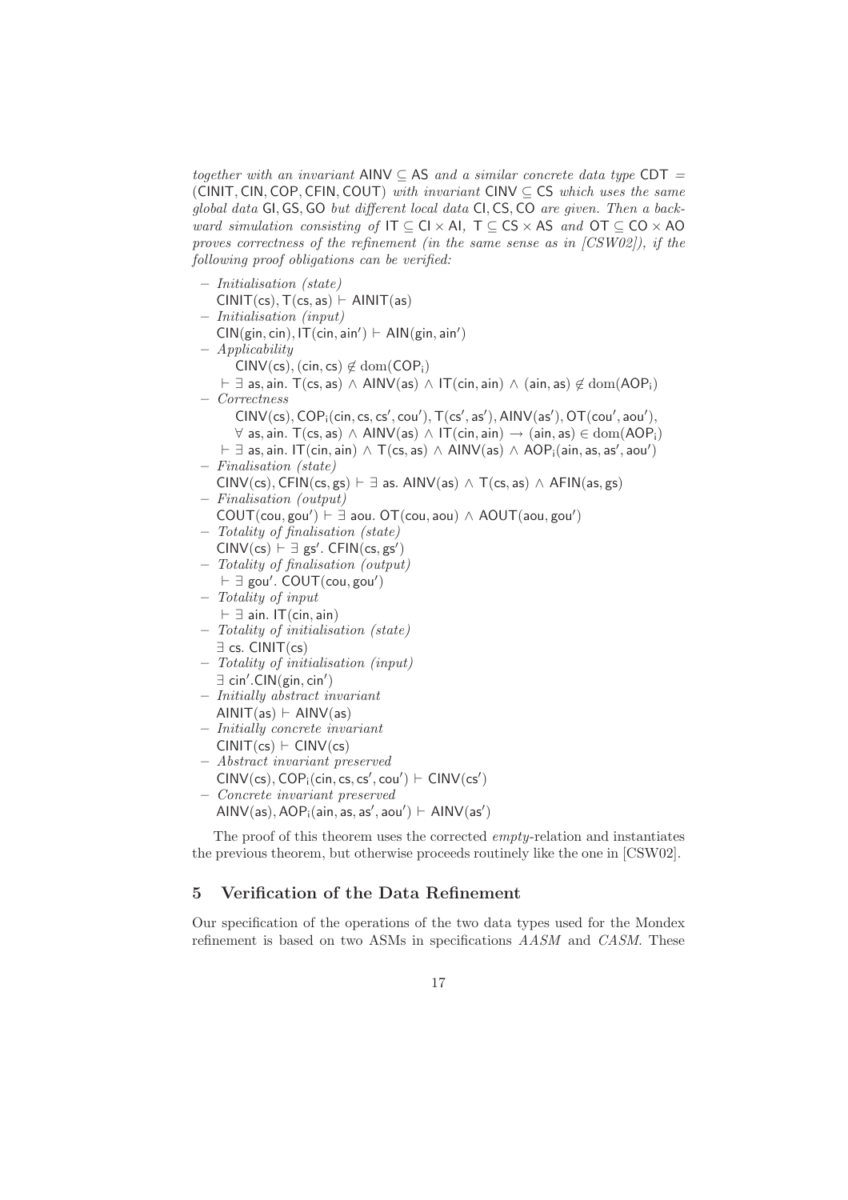*together with an invariant* $\mathsf{AINV} \subseteq \mathsf{AS}$ *and a similar concrete data type* $\mathsf{CDT} = (\mathsf{CINIT}, \mathsf{CIN}, \mathsf{COP}, \mathsf{CFIN}, \mathsf{COUT})$ *with invariant* $\mathsf{CINV} \subseteq \mathsf{CS}$ *which uses the same global data* $\mathsf{GI}, \mathsf{GS}, \mathsf{GO}$ *but different local data* $\mathsf{CI}, \mathsf{CS}, \mathsf{CO}$ *are given. Then a backward simulation consisting of* $\mathsf{IT} \subseteq \mathsf{CI} \times \mathsf{AI}$, $\mathsf{T} \subseteq \mathsf{CS} \times \mathsf{AS}$ *and* $\mathsf{OT} \subseteq \mathsf{CO} \times \mathsf{AO}$ *proves correctness of the refinement (in the same sense as in [CSW02]), if the following proof obligations can be verified:*

- *Initialisation (state)*
  $\mathsf{CINIT}(\mathsf{cs}), \mathsf{T}(\mathsf{cs}, \mathsf{as}) \vdash \mathsf{AINIT}(\mathsf{as})$
- *Initialisation (input)*
  $\mathsf{CIN}(\mathsf{gin}, \mathsf{cin}), \mathsf{IT}(\mathsf{cin}, \mathsf{ain}') \vdash \mathsf{AIN}(\mathsf{gin}, \mathsf{ain}')$
- *Applicability*
  $\mathsf{CINV}(\mathsf{cs}), (\mathsf{cin}, \mathsf{cs}) \notin \mathrm{dom}(\mathsf{COP_i})$
  $\vdash \exists\, \mathsf{as}, \mathsf{ain}.\ \mathsf{T}(\mathsf{cs}, \mathsf{as}) \wedge \mathsf{AINV}(\mathsf{as}) \wedge \mathsf{IT}(\mathsf{cin}, \mathsf{ain}) \wedge (\mathsf{ain}, \mathsf{as}) \notin \mathrm{dom}(\mathsf{AOP_i})$
- *Correctness*
  $\mathsf{CINV}(\mathsf{cs}), \mathsf{COP_i}(\mathsf{cin}, \mathsf{cs}, \mathsf{cs}', \mathsf{cou}'), \mathsf{T}(\mathsf{cs}', \mathsf{as}'), \mathsf{AINV}(\mathsf{as}'), \mathsf{OT}(\mathsf{cou}', \mathsf{aou}'),$
  $\forall\, \mathsf{as}, \mathsf{ain}.\ \mathsf{T}(\mathsf{cs}, \mathsf{as}) \wedge \mathsf{AINV}(\mathsf{as}) \wedge \mathsf{IT}(\mathsf{cin}, \mathsf{ain}) \rightarrow (\mathsf{ain}, \mathsf{as}) \in \mathrm{dom}(\mathsf{AOP_i})$
  $\vdash \exists\, \mathsf{as}, \mathsf{ain}.\ \mathsf{IT}(\mathsf{cin}, \mathsf{ain}) \wedge \mathsf{T}(\mathsf{cs}, \mathsf{as}) \wedge \mathsf{AINV}(\mathsf{as}) \wedge \mathsf{AOP_i}(\mathsf{ain}, \mathsf{as}, \mathsf{as}', \mathsf{aou}')$
- *Finalisation (state)*
  $\mathsf{CINV}(\mathsf{cs}), \mathsf{CFIN}(\mathsf{cs}, \mathsf{gs}) \vdash \exists\, \mathsf{as}.\ \mathsf{AINV}(\mathsf{as}) \wedge \mathsf{T}(\mathsf{cs}, \mathsf{as}) \wedge \mathsf{AFIN}(\mathsf{as}, \mathsf{gs})$
- *Finalisation (output)*
  $\mathsf{COUT}(\mathsf{cou}, \mathsf{gou}') \vdash \exists\, \mathsf{aou}.\ \mathsf{OT}(\mathsf{cou}, \mathsf{aou}) \wedge \mathsf{AOUT}(\mathsf{aou}, \mathsf{gou}')$
- *Totality of finalisation (state)*
  $\mathsf{CINV}(\mathsf{cs}) \vdash \exists\, \mathsf{gs}'.\ \mathsf{CFIN}(\mathsf{cs}, \mathsf{gs}')$
- *Totality of finalisation (output)*
  $\vdash \exists\, \mathsf{gou}'.\ \mathsf{COUT}(\mathsf{cou}, \mathsf{gou}')$
- *Totality of input*
  $\vdash \exists\, \mathsf{ain}.\ \mathsf{IT}(\mathsf{cin}, \mathsf{ain})$
- *Totality of initialisation (state)*
  $\exists\, \mathsf{cs}.\ \mathsf{CINIT}(\mathsf{cs})$
- *Totality of initialisation (input)*
  $\exists\, \mathsf{cin}'.\mathsf{CIN}(\mathsf{gin}, \mathsf{cin}')$
- *Initially abstract invariant*
  $\mathsf{AINIT}(\mathsf{as}) \vdash \mathsf{AINV}(\mathsf{as})$
- *Initially concrete invariant*
  $\mathsf{CINIT}(\mathsf{cs}) \vdash \mathsf{CINV}(\mathsf{cs})$
- *Abstract invariant preserved*
  $\mathsf{CINV}(\mathsf{cs}), \mathsf{COP_i}(\mathsf{cin}, \mathsf{cs}, \mathsf{cs}', \mathsf{cou}') \vdash \mathsf{CINV}(\mathsf{cs}')$
- *Concrete invariant preserved*
  $\mathsf{AINV}(\mathsf{as}), \mathsf{AOP_i}(\mathsf{ain}, \mathsf{as}, \mathsf{as}', \mathsf{aou}') \vdash \mathsf{AINV}(\mathsf{as}')$

The proof of this theorem uses the corrected *empty*-relation and instantiates the previous theorem, but otherwise proceeds routinely like the one in [CSW02].

## 5 Verification of the Data Refinement

Our specification of the operations of the two data types used for the Mondex refinement is based on two ASMs in specifications *AASM* and *CASM*. These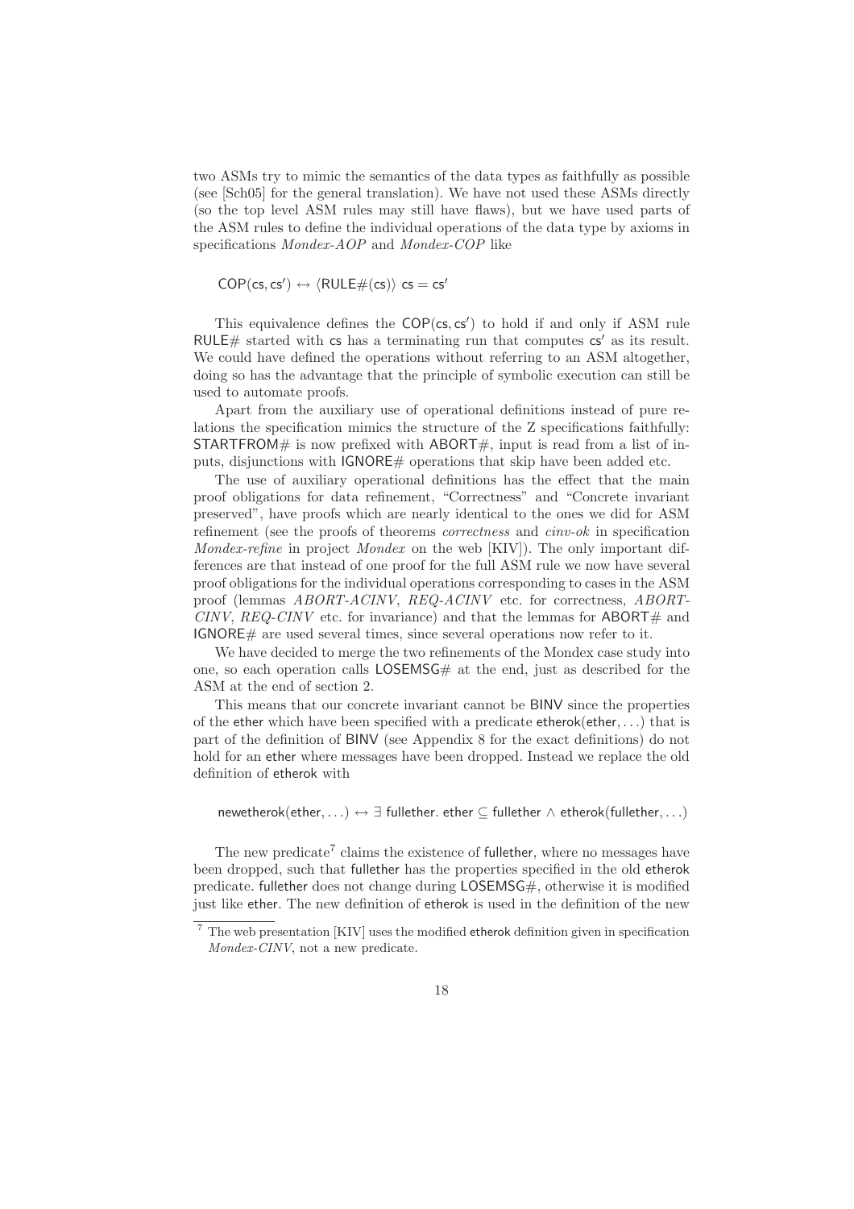two ASMs try to mimic the semantics of the data types as faithfully as possible (see [Sch05] for the general translation). We have not used these ASMs directly (so the top level ASM rules may still have flaws), but we have used parts of the ASM rules to define the individual operations of the data type by axioms in specifications *Mondex-AOP* and *Mondex-COP* like

$$\mathsf{COP}(\mathsf{cs}, \mathsf{cs}') \leftrightarrow \langle \mathsf{RULE\#}(\mathsf{cs}) \rangle\ \mathsf{cs} = \mathsf{cs}'$$

This equivalence defines the $\mathsf{COP}(\mathsf{cs}, \mathsf{cs}')$ to hold if and only if ASM rule RULE# started with cs has a terminating run that computes $\mathsf{cs}'$ as its result. We could have defined the operations without referring to an ASM altogether, doing so has the advantage that the principle of symbolic execution can still be used to automate proofs.

Apart from the auxiliary use of operational definitions instead of pure relations the specification mimics the structure of the Z specifications faithfully: STARTFROM# is now prefixed with ABORT#, input is read from a list of inputs, disjunctions with IGNORE# operations that skip have been added etc.

The use of auxiliary operational definitions has the effect that the main proof obligations for data refinement, "Correctness" and "Concrete invariant preserved", have proofs which are nearly identical to the ones we did for ASM refinement (see the proofs of theorems *correctness* and *cinv-ok* in specification *Mondex-refine* in project *Mondex* on the web [KIV]). The only important differences are that instead of one proof for the full ASM rule we now have several proof obligations for the individual operations corresponding to cases in the ASM proof (lemmas *ABORT-ACINV*, *REQ-ACINV* etc. for correctness, *ABORT-CINV*, *REQ-CINV* etc. for invariance) and that the lemmas for ABORT# and IGNORE# are used several times, since several operations now refer to it.

We have decided to merge the two refinements of the Mondex case study into one, so each operation calls LOSEMSG# at the end, just as described for the ASM at the end of section 2.

This means that our concrete invariant cannot be BINV since the properties of the ether which have been specified with a predicate etherok(ether, ...) that is part of the definition of BINV (see Appendix 8 for the exact definitions) do not hold for an ether where messages have been dropped. Instead we replace the old definition of etherok with

$$\mathsf{newetherok}(\mathsf{ether}, \ldots) \leftrightarrow \exists\ \mathsf{fullether}.\ \mathsf{ether} \subseteq \mathsf{fullether} \wedge \mathsf{etherok}(\mathsf{fullether}, \ldots)$$

The new predicate[7] claims the existence of fullether, where no messages have been dropped, such that fullether has the properties specified in the old etherok predicate. fullether does not change during LOSEMSG#, otherwise it is modified just like ether. The new definition of etherok is used in the definition of the new

[7] The web presentation [KIV] uses the modified etherok definition given in specification *Mondex-CINV*, not a new predicate.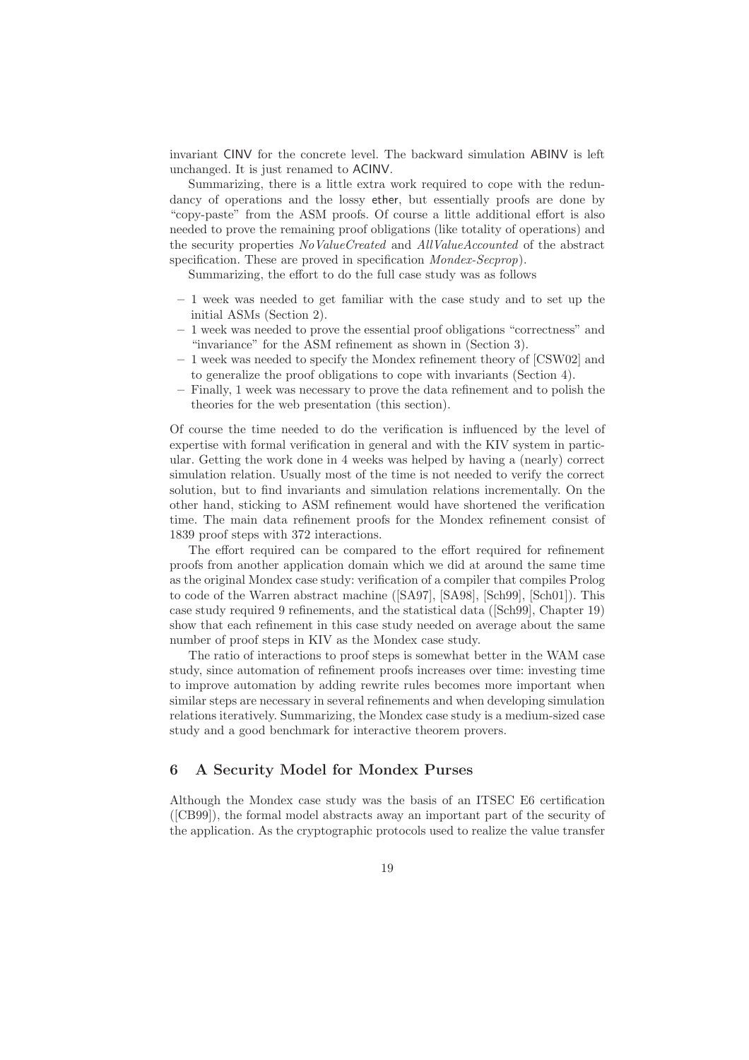invariant CINV for the concrete level. The backward simulation ABINV is left unchanged. It is just renamed to ACINV.

Summarizing, there is a little extra work required to cope with the redundancy of operations and the lossy ether, but essentially proofs are done by "copy-paste" from the ASM proofs. Of course a little additional effort is also needed to prove the remaining proof obligations (like totality of operations) and the security properties *NoValueCreated* and *AllValueAccounted* of the abstract specification. These are proved in specification *Mondex-Secprop*).

Summarizing, the effort to do the full case study was as follows

- 1 week was needed to get familiar with the case study and to set up the initial ASMs (Section 2).
- 1 week was needed to prove the essential proof obligations "correctness" and "invariance" for the ASM refinement as shown in (Section 3).
- 1 week was needed to specify the Mondex refinement theory of [CSW02] and to generalize the proof obligations to cope with invariants (Section 4).
- Finally, 1 week was necessary to prove the data refinement and to polish the theories for the web presentation (this section).

Of course the time needed to do the verification is influenced by the level of expertise with formal verification in general and with the KIV system in particular. Getting the work done in 4 weeks was helped by having a (nearly) correct simulation relation. Usually most of the time is not needed to verify the correct solution, but to find invariants and simulation relations incrementally. On the other hand, sticking to ASM refinement would have shortened the verification time. The main data refinement proofs for the Mondex refinement consist of 1839 proof steps with 372 interactions.

The effort required can be compared to the effort required for refinement proofs from another application domain which we did at around the same time as the original Mondex case study: verification of a compiler that compiles Prolog to code of the Warren abstract machine ([SA97], [SA98], [Sch99], [Sch01]). This case study required 9 refinements, and the statistical data ([Sch99], Chapter 19) show that each refinement in this case study needed on average about the same number of proof steps in KIV as the Mondex case study.

The ratio of interactions to proof steps is somewhat better in the WAM case study, since automation of refinement proofs increases over time: investing time to improve automation by adding rewrite rules becomes more important when similar steps are necessary in several refinements and when developing simulation relations iteratively. Summarizing, the Mondex case study is a medium-sized case study and a good benchmark for interactive theorem provers.

## 6 A Security Model for Mondex Purses

Although the Mondex case study was the basis of an ITSEC E6 certification ([CB99]), the formal model abstracts away an important part of the security of the application. As the cryptographic protocols used to realize the value transfer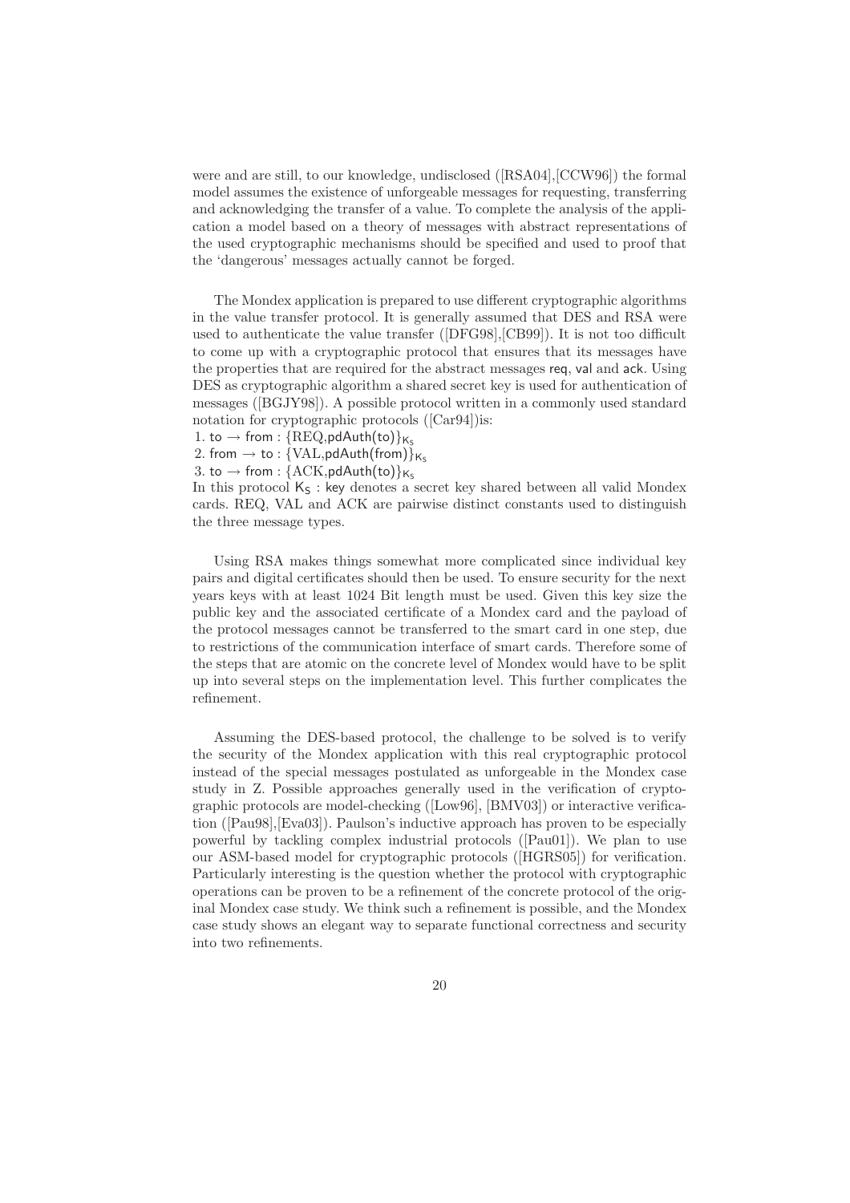were and are still, to our knowledge, undisclosed ([RSA04],[CCW96]) the formal model assumes the existence of unforgeable messages for requesting, transferring and acknowledging the transfer of a value. To complete the analysis of the application a model based on a theory of messages with abstract representations of the used cryptographic mechanisms should be specified and used to proof that the 'dangerous' messages actually cannot be forged.

The Mondex application is prepared to use different cryptographic algorithms in the value transfer protocol. It is generally assumed that DES and RSA were used to authenticate the value transfer ([DFG98],[CB99]). It is not too difficult to come up with a cryptographic protocol that ensures that its messages have the properties that are required for the abstract messages req, val and ack. Using DES as cryptographic algorithm a shared secret key is used for authentication of messages ([BGJY98]). A possible protocol written in a commonly used standard notation for cryptographic protocols ([Car94])is:

1. to $\rightarrow$ from : $\{\text{REQ},\mathsf{pdAuth(to)}\}_{\mathsf{K_s}}$
2. from $\rightarrow$ to : $\{\text{VAL},\mathsf{pdAuth(from)}\}_{\mathsf{K_s}}$
3. to $\rightarrow$ from : $\{\text{ACK},\mathsf{pdAuth(to)}\}_{\mathsf{K_s}}$

In this protocol $\mathsf{K_S}$ : key denotes a secret key shared between all valid Mondex cards. REQ, VAL and ACK are pairwise distinct constants used to distinguish the three message types.

Using RSA makes things somewhat more complicated since individual key pairs and digital certificates should then be used. To ensure security for the next years keys with at least 1024 Bit length must be used. Given this key size the public key and the associated certificate of a Mondex card and the payload of the protocol messages cannot be transferred to the smart card in one step, due to restrictions of the communication interface of smart cards. Therefore some of the steps that are atomic on the concrete level of Mondex would have to be split up into several steps on the implementation level. This further complicates the refinement.

Assuming the DES-based protocol, the challenge to be solved is to verify the security of the Mondex application with this real cryptographic protocol instead of the special messages postulated as unforgeable in the Mondex case study in Z. Possible approaches generally used in the verification of cryptographic protocols are model-checking ([Low96], [BMV03]) or interactive verification ([Pau98],[Eva03]). Paulson's inductive approach has proven to be especially powerful by tackling complex industrial protocols ([Pau01]). We plan to use our ASM-based model for cryptographic protocols ([HGRS05]) for verification. Particularly interesting is the question whether the protocol with cryptographic operations can be proven to be a refinement of the concrete protocol of the original Mondex case study. We think such a refinement is possible, and the Mondex case study shows an elegant way to separate functional correctness and security into two refinements.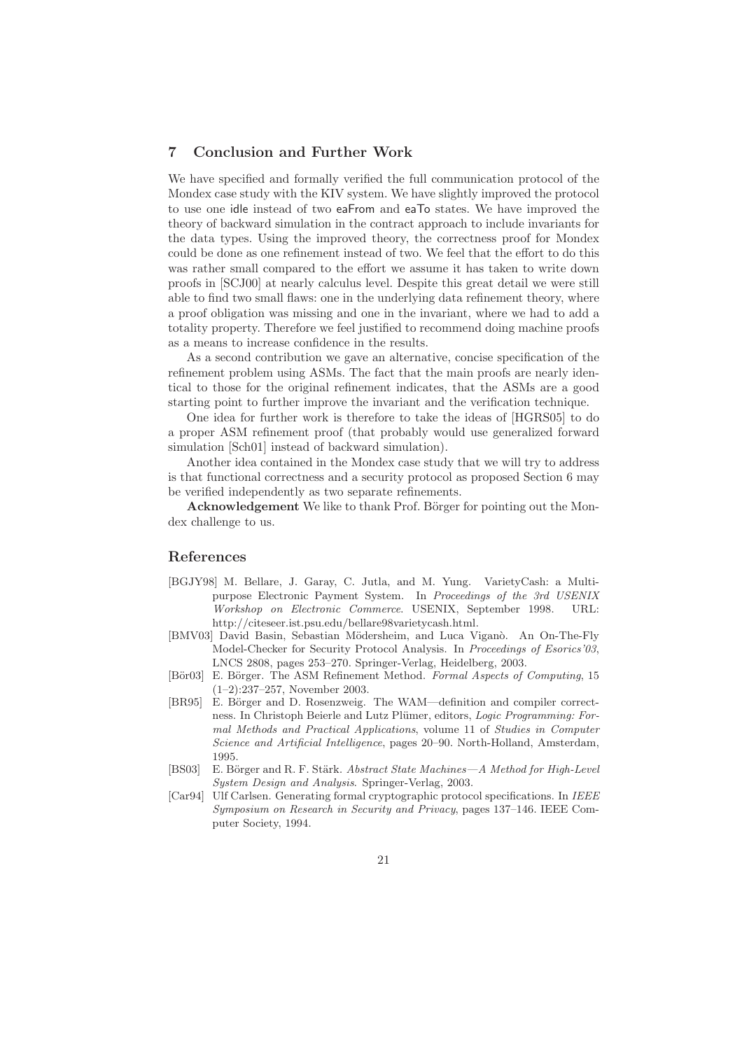## 7 Conclusion and Further Work

We have specified and formally verified the full communication protocol of the Mondex case study with the KIV system. We have slightly improved the protocol to use one idle instead of two eaFrom and eaTo states. We have improved the theory of backward simulation in the contract approach to include invariants for the data types. Using the improved theory, the correctness proof for Mondex could be done as one refinement instead of two. We feel that the effort to do this was rather small compared to the effort we assume it has taken to write down proofs in [SCJ00] at nearly calculus level. Despite this great detail we were still able to find two small flaws: one in the underlying data refinement theory, where a proof obligation was missing and one in the invariant, where we had to add a totality property. Therefore we feel justified to recommend doing machine proofs as a means to increase confidence in the results.

As a second contribution we gave an alternative, concise specification of the refinement problem using ASMs. The fact that the main proofs are nearly identical to those for the original refinement indicates, that the ASMs are a good starting point to further improve the invariant and the verification technique.

One idea for further work is therefore to take the ideas of [HGRS05] to do a proper ASM refinement proof (that probably would use generalized forward simulation [Sch01] instead of backward simulation).

Another idea contained in the Mondex case study that we will try to address is that functional correctness and a security protocol as proposed Section 6 may be verified independently as two separate refinements.

**Acknowledgement** We like to thank Prof. Börger for pointing out the Mondex challenge to us.

## References

- [BGJY98] M. Bellare, J. Garay, C. Jutla, and M. Yung. VarietyCash: a Multipurpose Electronic Payment System. In *Proceedings of the 3rd USENIX Workshop on Electronic Commerce*. USENIX, September 1998. URL: http://citeseer.ist.psu.edu/bellare98varietycash.html.
- [BMV03] David Basin, Sebastian Mödersheim, and Luca Viganò. An On-The-Fly Model-Checker for Security Protocol Analysis. In *Proceedings of Esorics'03*, LNCS 2808, pages 253–270. Springer-Verlag, Heidelberg, 2003.
- [Bör03] E. Börger. The ASM Refinement Method. *Formal Aspects of Computing*, 15 (1–2):237–257, November 2003.
- [BR95] E. Börger and D. Rosenzweig. The WAM—definition and compiler correctness. In Christoph Beierle and Lutz Plümer, editors, *Logic Programming: Formal Methods and Practical Applications*, volume 11 of *Studies in Computer Science and Artificial Intelligence*, pages 20–90. North-Holland, Amsterdam, 1995.
- [BS03] E. Börger and R. F. Stärk. *Abstract State Machines—A Method for High-Level System Design and Analysis*. Springer-Verlag, 2003.
- [Car94] Ulf Carlsen. Generating formal cryptographic protocol specifications. In *IEEE Symposium on Research in Security and Privacy*, pages 137–146. IEEE Computer Society, 1994.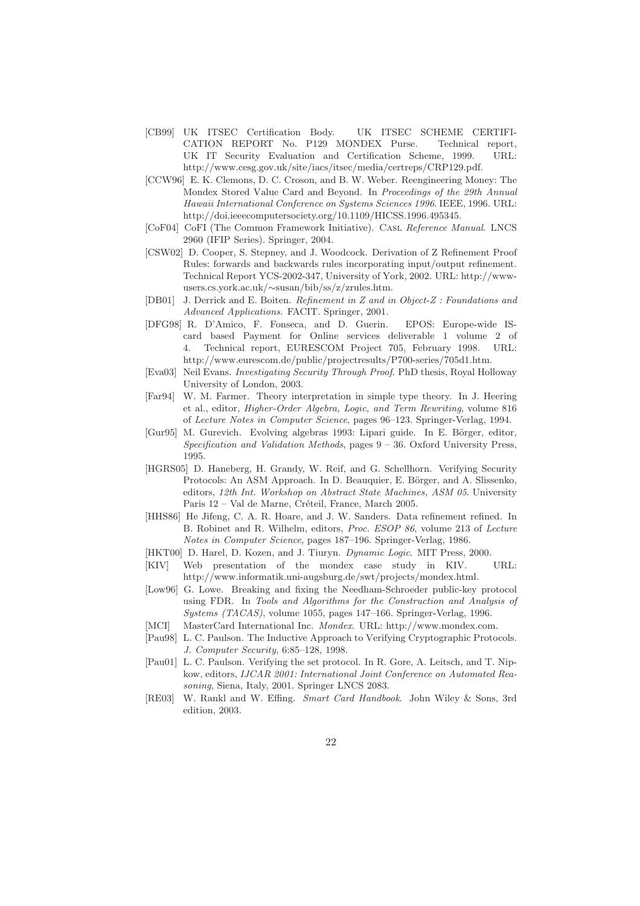- [CB99] UK ITSEC Certification Body. UK ITSEC SCHEME CERTIFICATION REPORT No. P129 MONDEX Purse. Technical report, UK IT Security Evaluation and Certification Scheme, 1999. URL: http://www.cesg.gov.uk/site/iacs/itsec/media/certreps/CRP129.pdf.
- [CCW96] E. K. Clemons, D. C. Croson, and B. W. Weber. Reengineering Money: The Mondex Stored Value Card and Beyond. In *Proceedings of the 29th Annual Hawaii International Conference on Systems Sciences 1996*. IEEE, 1996. URL: http://doi.ieeecomputersociety.org/10.1109/HICSS.1996.495345.
- [CoF04] CoFI (The Common Framework Initiative). Casl *Reference Manual*. LNCS 2960 (IFIP Series). Springer, 2004.
- [CSW02] D. Cooper, S. Stepney, and J. Woodcock. Derivation of Z Refinement Proof Rules: forwards and backwards rules incorporating input/output refinement. Technical Report YCS-2002-347, University of York, 2002. URL: http://www-users.cs.york.ac.uk/∼susan/bib/ss/z/zrules.htm.
- [DB01] J. Derrick and E. Boiten. *Refinement in Z and in Object-Z : Foundations and Advanced Applications*. FACIT. Springer, 2001.
- [DFG98] R. D'Amico, F. Fonseca, and D. Guerin. EPOS: Europe-wide IS-card based Payment for Online services deliverable 1 volume 2 of 4. Technical report, EURESCOM Project 705, February 1998. URL: http://www.eurescom.de/public/projectresults/P700-series/705d1.htm.
- [Eva03] Neil Evans. *Investigating Security Through Proof*. PhD thesis, Royal Holloway University of London, 2003.
- [Far94] W. M. Farmer. Theory interpretation in simple type theory. In J. Heering et al., editor, *Higher-Order Algebra, Logic, and Term Rewriting*, volume 816 of *Lecture Notes in Computer Science*, pages 96–123. Springer-Verlag, 1994.
- [Gur95] M. Gurevich. Evolving algebras 1993: Lipari guide. In E. Börger, editor, *Specification and Validation Methods*, pages 9 – 36. Oxford University Press, 1995.
- [HGRS05] D. Haneberg, H. Grandy, W. Reif, and G. Schellhorn. Verifying Security Protocols: An ASM Approach. In D. Beauquier, E. Börger, and A. Slissenko, editors, *12th Int. Workshop on Abstract State Machines, ASM 05*. University Paris 12 – Val de Marne, Créteil, France, March 2005.
- [HHS86] He Jifeng, C. A. R. Hoare, and J. W. Sanders. Data refinement refined. In B. Robinet and R. Wilhelm, editors, *Proc. ESOP 86*, volume 213 of *Lecture Notes in Computer Science*, pages 187–196. Springer-Verlag, 1986.
- [HKT00] D. Harel, D. Kozen, and J. Tiuryn. *Dynamic Logic*. MIT Press, 2000.
- [KIV] Web presentation of the mondex case study in KIV. URL: http://www.informatik.uni-augsburg.de/swt/projects/mondex.html.
- [Low96] G. Lowe. Breaking and fixing the Needham-Schroeder public-key protocol using FDR. In *Tools and Algorithms for the Construction and Analysis of Systems (TACAS)*, volume 1055, pages 147–166. Springer-Verlag, 1996.
- [MCI] MasterCard International Inc. *Mondex*. URL: http://www.mondex.com.
- [Pau98] L. C. Paulson. The Inductive Approach to Verifying Cryptographic Protocols. *J. Computer Security*, 6:85–128, 1998.
- [Pau01] L. C. Paulson. Verifying the set protocol. In R. Gore, A. Leitsch, and T. Nipkow, editors, *IJCAR 2001: International Joint Conference on Automated Reasoning*, Siena, Italy, 2001. Springer LNCS 2083.
- [RE03] W. Rankl and W. Effing. *Smart Card Handbook*. John Wiley & Sons, 3rd edition, 2003.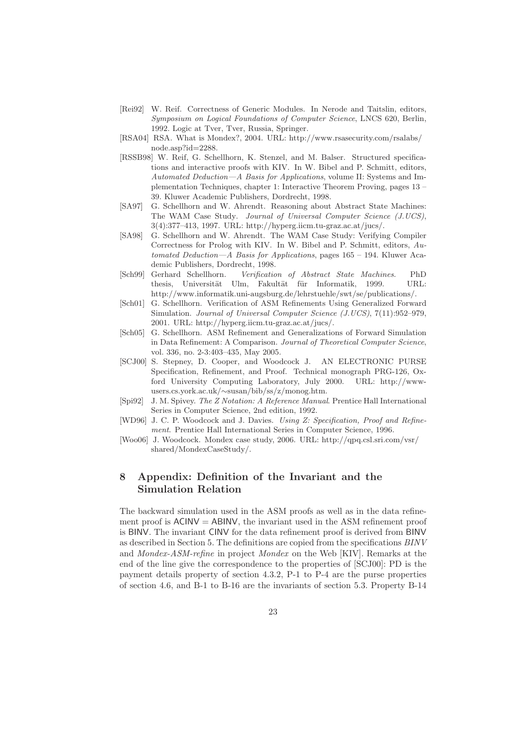[Rei92] W. Reif. Correctness of Generic Modules. In Nerode and Taitslin, editors, *Symposium on Logical Foundations of Computer Science*, LNCS 620, Berlin, 1992. Logic at Tver, Tver, Russia, Springer.

[RSA04] RSA. What is Mondex?, 2004. URL: http://www.rsasecurity.com/rsalabs/node.asp?id=2288.

[RSSB98] W. Reif, G. Schellhorn, K. Stenzel, and M. Balser. Structured specifications and interactive proofs with KIV. In W. Bibel and P. Schmitt, editors, *Automated Deduction—A Basis for Applications*, volume II: Systems and Implementation Techniques, chapter 1: Interactive Theorem Proving, pages 13 – 39. Kluwer Academic Publishers, Dordrecht, 1998.

[SA97] G. Schellhorn and W. Ahrendt. Reasoning about Abstract State Machines: The WAM Case Study. *Journal of Universal Computer Science (J.UCS)*, 3(4):377–413, 1997. URL: http://hyperg.iicm.tu-graz.ac.at/jucs/.

[SA98] G. Schellhorn and W. Ahrendt. The WAM Case Study: Verifying Compiler Correctness for Prolog with KIV. In W. Bibel and P. Schmitt, editors, *Automated Deduction—A Basis for Applications*, pages 165 – 194. Kluwer Academic Publishers, Dordrecht, 1998.

[Sch99] Gerhard Schellhorn. *Verification of Abstract State Machines*. PhD thesis, Universität Ulm, Fakultät für Informatik, 1999. URL: http://www.informatik.uni-augsburg.de/lehrstuehle/swt/se/publications/.

[Sch01] G. Schellhorn. Verification of ASM Refinements Using Generalized Forward Simulation. *Journal of Universal Computer Science (J.UCS)*, 7(11):952–979, 2001. URL: http://hyperg.iicm.tu-graz.ac.at/jucs/.

[Sch05] G. Schellhorn. ASM Refinement and Generalizations of Forward Simulation in Data Refinement: A Comparison. *Journal of Theoretical Computer Science*, vol. 336, no. 2-3:403–435, May 2005.

[SCJ00] S. Stepney, D. Cooper, and Woodcock J. AN ELECTRONIC PURSE Specification, Refinement, and Proof. Technical monograph PRG-126, Oxford University Computing Laboratory, July 2000. URL: http://www-users.cs.york.ac.uk/∼susan/bib/ss/z/monog.htm.

[Spi92] J. M. Spivey. *The Z Notation: A Reference Manual*. Prentice Hall International Series in Computer Science, 2nd edition, 1992.

[WD96] J. C. P. Woodcock and J. Davies. *Using Z: Specification, Proof and Refinement*. Prentice Hall International Series in Computer Science, 1996.

[Woo06] J. Woodcock. Mondex case study, 2006. URL: http://qpq.csl.sri.com/vsr/shared/MondexCaseStudy/.

## 8 Appendix: Definition of the Invariant and the Simulation Relation

The backward simulation used in the ASM proofs as well as in the data refinement proof is ACINV = ABINV, the invariant used in the ASM refinement proof is BINV. The invariant CINV for the data refinement proof is derived from BINV as described in Section 5. The definitions are copied from the specifications *BINV* and *Mondex-ASM-refine* in project *Mondex* on the Web [KIV]. Remarks at the end of the line give the correspondence to the properties of [SCJ00]: PD is the payment details property of section 4.3.2, P-1 to P-4 are the purse properties of section 4.6, and B-1 to B-16 are the invariants of section 5.3. Property B-14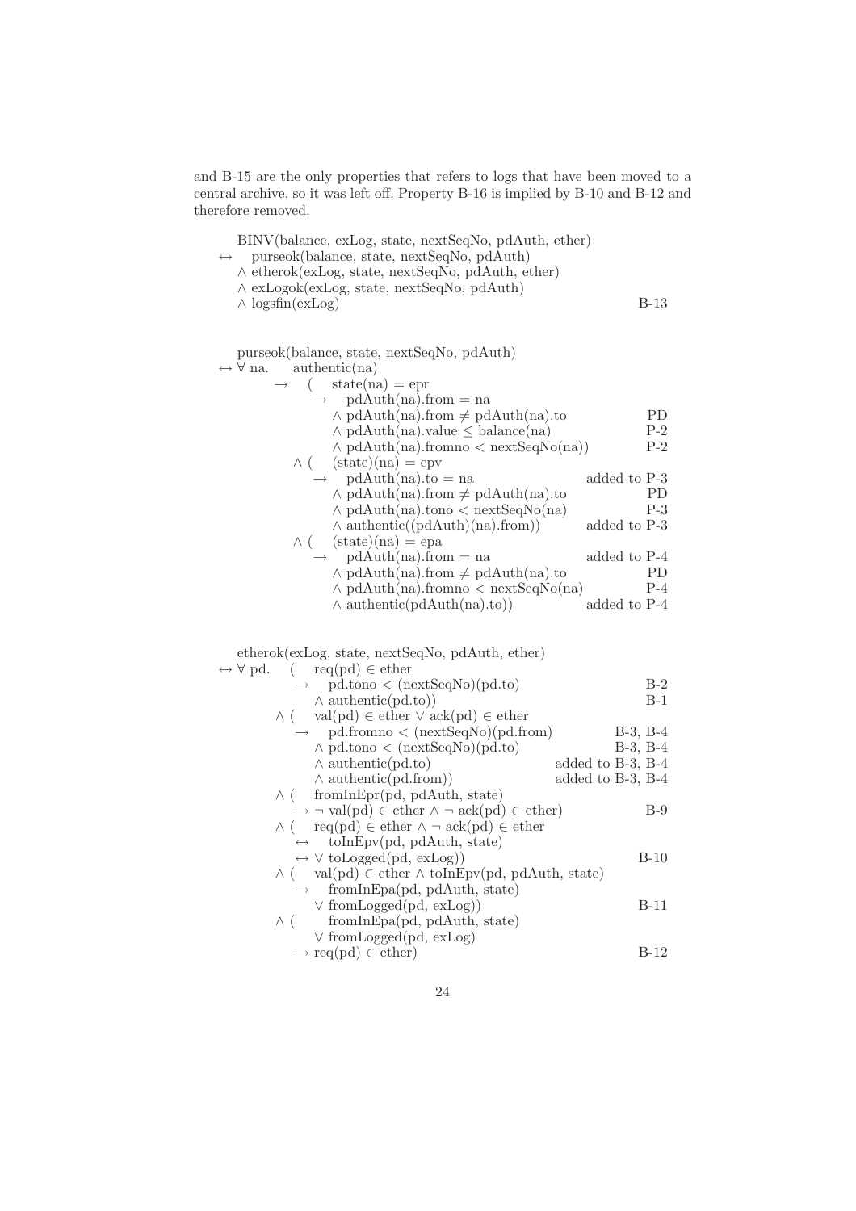and B-15 are the only properties that refers to logs that have been moved to a central archive, so it was left off. Property B-16 is implied by B-10 and B-12 and therefore removed.

```
    BINV(balance, exLog, state, nextSeqNo, pdAuth, ether)
↔   purseok(balance, state, nextSeqNo, pdAuth)
    ∧ etherok(exLog, state, nextSeqNo, pdAuth, ether)
    ∧ exLogok(exLog, state, nextSeqNo, pdAuth)
    ∧ logsfin(exLog)                                              B-13


    purseok(balance, state, nextSeqNo, pdAuth)
↔ ∀ na.   authentic(na)
      →   (   state(na) = epr
              →   pdAuth(na).from = na
                  ∧ pdAuth(na).from ≠ pdAuth(na).to                PD
                  ∧ pdAuth(na).value ≤ balance(na)                 P-2
                  ∧ pdAuth(na).fromno < nextSeqNo(na))             P-2
          ∧ (  (state)(na) = epv
              →   pdAuth(na).to = na                     added to P-3
                  ∧ pdAuth(na).from ≠ pdAuth(na).to                PD
                  ∧ pdAuth(na).tono < nextSeqNo(na)                P-3
                  ∧ authentic((pdAuth)(na).from))        added to P-3
          ∧ (  (state)(na) = epa
              →   pdAuth(na).from = na                   added to P-4
                  ∧ pdAuth(na).from ≠ pdAuth(na).to                PD
                  ∧ pdAuth(na).fromno < nextSeqNo(na)              P-4
                  ∧ authentic(pdAuth(na).to))            added to P-4


    etherok(exLog, state, nextSeqNo, pdAuth, ether)
↔ ∀ pd.   (   req(pd) ∈ ether
          →   pd.tono < (nextSeqNo)(pd.to)                         B-2
              ∧ authentic(pd.to))                                  B-1
      ∧ (  val(pd) ∈ ether ∨ ack(pd) ∈ ether
          →   pd.fromno < (nextSeqNo)(pd.from)               B-3, B-4
              ∧ pd.tono < (nextSeqNo)(pd.to)                 B-3, B-4
              ∧ authentic(pd.to)                    added to B-3, B-4
              ∧ authentic(pd.from))                 added to B-3, B-4
      ∧ (  fromInEpr(pd, pdAuth, state)
          → ¬ val(pd) ∈ ether ∧ ¬ ack(pd) ∈ ether)                 B-9
      ∧ (  req(pd) ∈ ether ∧ ¬ ack(pd) ∈ ether
          ↔   toInEpv(pd, pdAuth, state)
          ↔ ∨ toLogged(pd, exLog))                                B-10
      ∧ (  val(pd) ∈ ether ∧ toInEpv(pd, pdAuth, state)
          →   fromInEpa(pd, pdAuth, state)
              ∨ fromLogged(pd, exLog))                            B-11
      ∧ (  fromInEpa(pd, pdAuth, state)
           ∨ fromLogged(pd, exLog)
          → req(pd) ∈ ether)                                      B-12
```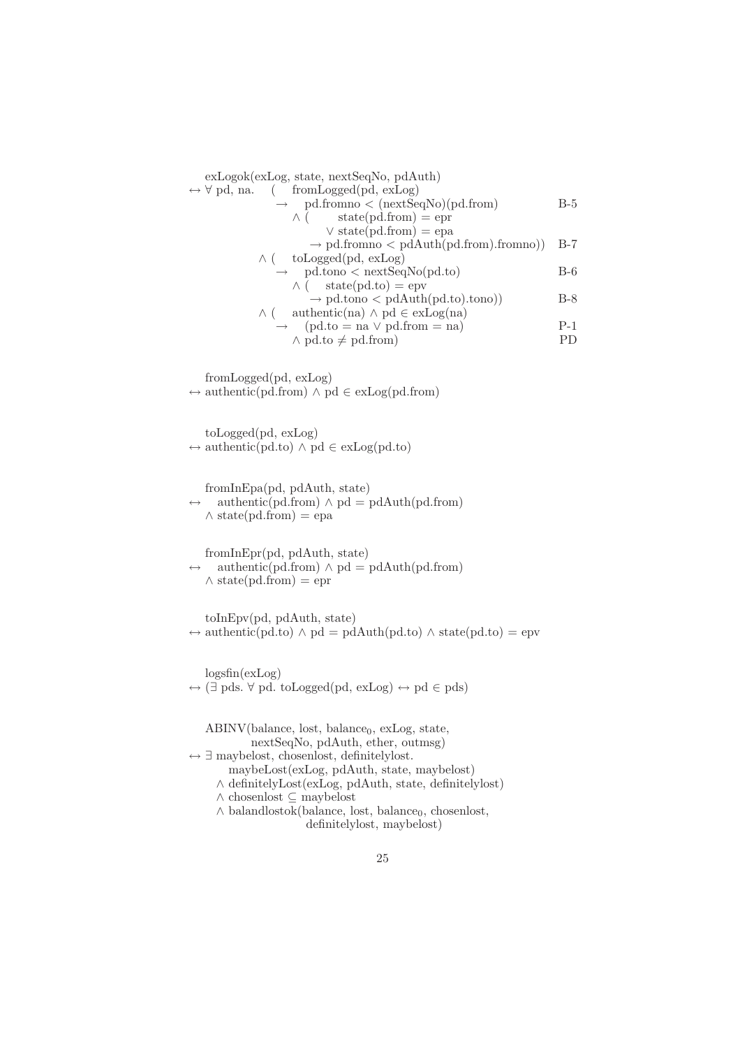$$
\begin{array}{lll}
& \text{exLogok(exLog, state, nextSeqNo, pdAuth)} & \\
\leftrightarrow \forall\ \text{pd, na.} & (\quad \text{fromLogged(pd, exLog)} & \\
& \quad \rightarrow \quad \text{pd.fromno} < \text{(nextSeqNo)(pd.from)} & \text{B-5} \\
& \quad\quad \wedge\ (\quad \text{state(pd.from)} = \text{epr} & \\
& \quad\quad\quad \vee\ \text{state(pd.from)} = \text{epa} & \\
& \quad\quad\quad \rightarrow \text{pd.fromno} < \text{pdAuth(pd.from).fromno))} & \text{B-7} \\
& \wedge\ (\quad \text{toLogged(pd, exLog)} & \\
& \quad \rightarrow \quad \text{pd.tono} < \text{nextSeqNo(pd.to)} & \text{B-6} \\
& \quad\quad \wedge\ (\quad \text{state(pd.to)} = \text{epv} & \\
& \quad\quad\quad \rightarrow \text{pd.tono} < \text{pdAuth(pd.to).tono))} & \text{B-8} \\
& \wedge\ (\quad \text{authentic(na)} \wedge \text{pd} \in \text{exLog(na)} & \\
& \quad \rightarrow \quad \text{(pd.to} = \text{na} \vee \text{pd.from} = \text{na)} & \text{P-1} \\
& \quad\quad \wedge\ \text{pd.to} \neq \text{pd.from)} & \text{PD}
\end{array}
$$

$$
\begin{array}{l}
\text{fromLogged(pd, exLog)} \\
\leftrightarrow \text{authentic(pd.from)} \wedge \text{pd} \in \text{exLog(pd.from)}
\end{array}
$$

$$
\begin{array}{l}
\text{toLogged(pd, exLog)} \\
\leftrightarrow \text{authentic(pd.to)} \wedge \text{pd} \in \text{exLog(pd.to)}
\end{array}
$$

$$
\begin{array}{l}
\text{fromInEpa(pd, pdAuth, state)} \\
\leftrightarrow \quad \text{authentic(pd.from)} \wedge \text{pd} = \text{pdAuth(pd.from)} \\
\quad \wedge\ \text{state(pd.from)} = \text{epa}
\end{array}
$$

$$
\begin{array}{l}
\text{fromInEpr(pd, pdAuth, state)} \\
\leftrightarrow \quad \text{authentic(pd.from)} \wedge \text{pd} = \text{pdAuth(pd.from)} \\
\quad \wedge\ \text{state(pd.from)} = \text{epr}
\end{array}
$$

$$
\begin{array}{l}
\text{toInEpv(pd, pdAuth, state)} \\
\leftrightarrow \text{authentic(pd.to)} \wedge \text{pd} = \text{pdAuth(pd.to)} \wedge \text{state(pd.to)} = \text{epv}
\end{array}
$$

$$
\begin{array}{l}
\text{logsfin(exLog)} \\
\leftrightarrow (\exists\ \text{pds.}\ \forall\ \text{pd. toLogged(pd, exLog)} \leftrightarrow \text{pd} \in \text{pds)}
\end{array}
$$

$$
\begin{array}{l}
\text{ABINV(balance, lost, balance}_0\text{, exLog, state,} \\
\qquad\qquad \text{nextSeqNo, pdAuth, ether, outmsg)} \\
\leftrightarrow \exists\ \text{maybelost, chosenlost, definitelylost.} \\
\qquad \text{maybeLost(exLog, pdAuth, state, maybelost)} \\
\quad \wedge\ \text{definitelyLost(exLog, pdAuth, state, definitelylost)} \\
\quad \wedge\ \text{chosenlost} \subseteq \text{maybelost} \\
\quad \wedge\ \text{balandlostok(balance, lost, balance}_0\text{, chosenlost,} \\
\qquad\qquad\qquad \text{definitelylost, maybelost)}
\end{array}
$$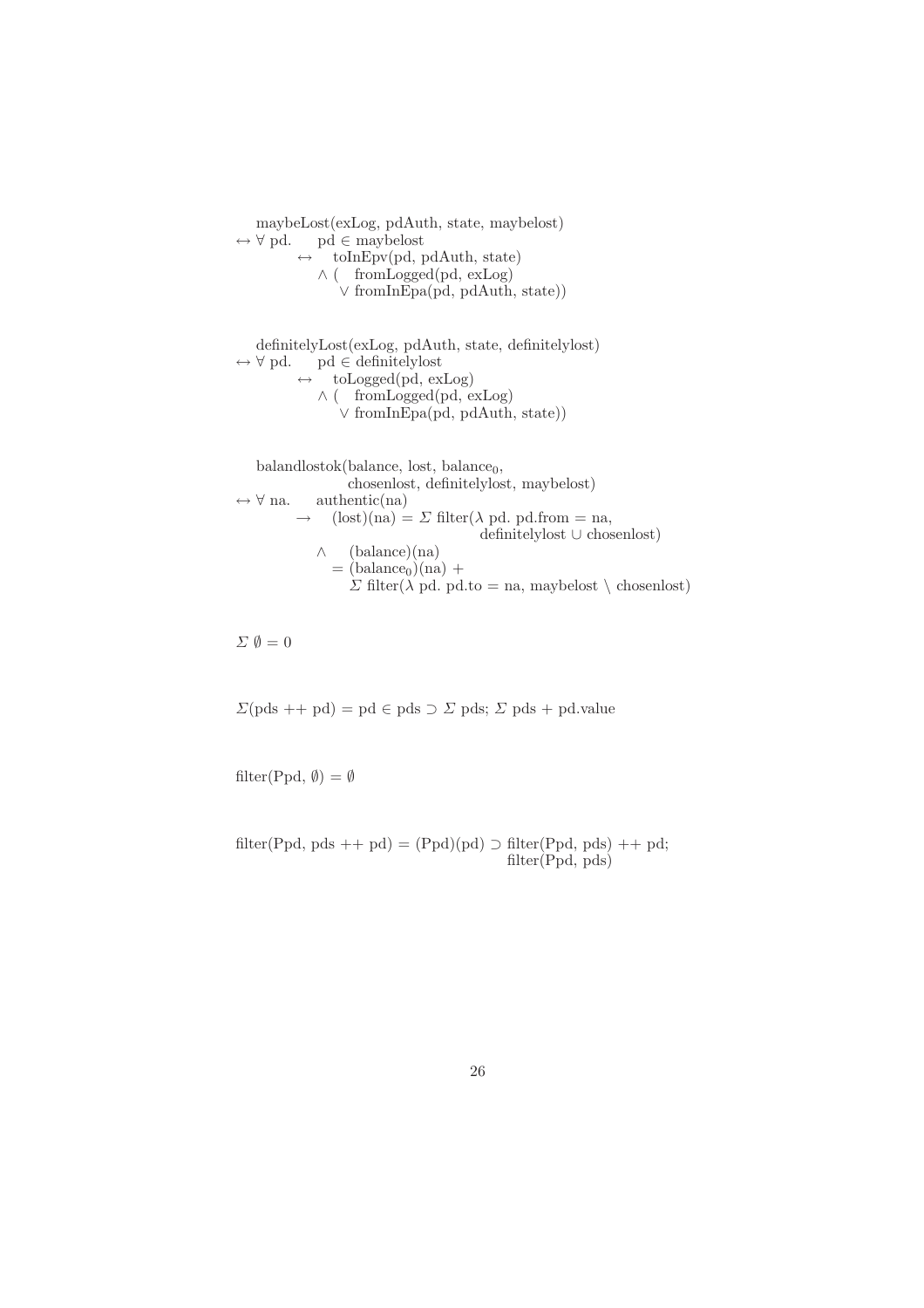$$
\begin{array}{l}
\quad \text{maybeLost(exLog, pdAuth, state, maybelost)} \\
\leftrightarrow \forall \text{ pd.} \quad \text{pd} \in \text{maybelost} \\
\qquad\quad \leftrightarrow \quad \text{toInEpv(pd, pdAuth, state)} \\
\qquad\qquad \wedge \; ( \quad \text{fromLogged(pd, exLog)} \\
\qquad\qquad\quad \vee \; \text{fromInEpa(pd, pdAuth, state))}
\end{array}
$$

$$
\begin{array}{l}
\quad \text{definitelyLost(exLog, pdAuth, state, definitelylost)} \\
\leftrightarrow \forall \text{ pd.} \quad \text{pd} \in \text{definitelylost} \\
\qquad\quad \leftrightarrow \quad \text{toLogged(pd, exLog)} \\
\qquad\qquad \wedge \; ( \quad \text{fromLogged(pd, exLog)} \\
\qquad\qquad\quad \vee \; \text{fromInEpa(pd, pdAuth, state))}
\end{array}
$$

$$
\begin{array}{l}
\quad \text{balandlostok(balance, lost, balance}_0\text{,} \\
\qquad\qquad\qquad \text{chosenlost, definitelylost, maybelost)} \\
\leftrightarrow \forall \text{ na.} \quad \text{authentic(na)} \\
\qquad \rightarrow \quad \text{(lost)(na)} = \mathit{\Sigma} \text{ filter(}\lambda \text{ pd. pd.from = na,} \\
\qquad\qquad\qquad\qquad\qquad\qquad \text{definitelylost} \cup \text{chosenlost)} \\
\qquad\quad \wedge \quad \text{(balance)(na)} \\
\qquad\qquad = (\text{balance}_0)\text{(na)} + \\
\qquad\qquad\quad \mathit{\Sigma} \text{ filter(}\lambda \text{ pd. pd.to = na, maybelost} \setminus \text{chosenlost)}
\end{array}
$$

$$
\mathit{\Sigma} \; \emptyset = 0
$$

$$
\mathit{\Sigma}(\text{pds ++ pd}) = \text{pd} \in \text{pds} \supset \mathit{\Sigma} \text{ pds; } \mathit{\Sigma} \text{ pds + pd.value}
$$

$$
\text{filter(Ppd, } \emptyset) = \emptyset
$$

$$
\begin{array}{l}
\text{filter(Ppd, pds ++ pd)} = \text{(Ppd)(pd)} \supset \text{filter(Ppd, pds) ++ pd;} \\
\qquad\qquad\qquad\qquad\qquad\qquad\qquad \text{filter(Ppd, pds)}
\end{array}
$$